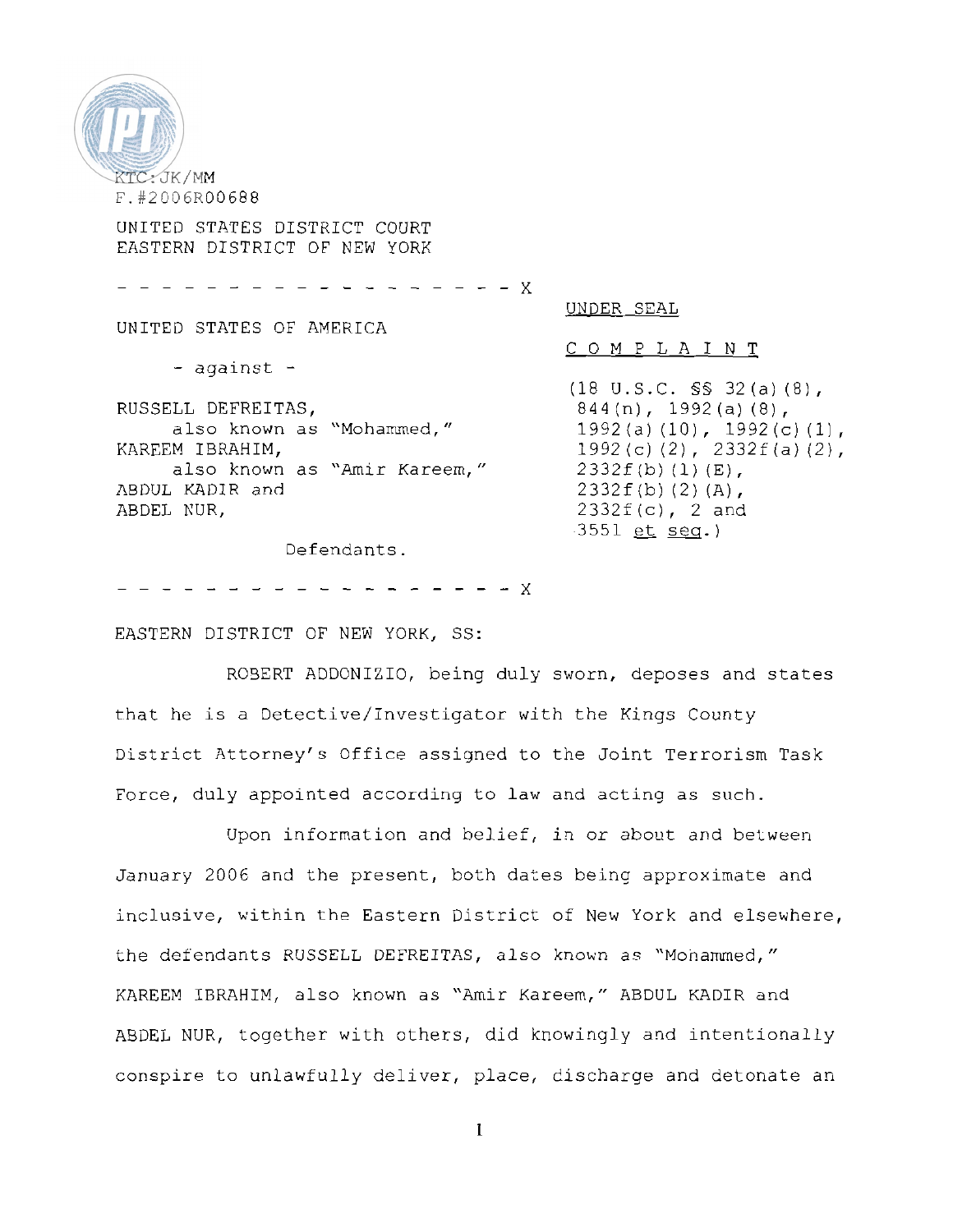KTC:JK/MM
F.#2006R00688

UNITED STATES DISTRICT COURT
EASTERN DISTRICT OF NEW YORK

\- - - - - - - - - - - - - - - - - - X

UNITED STATES OF AMERICA

\- against -

RUSSELL DEFREITAS,
also known as "Mohammed,"
KAREEM IBRAHIM,
also known as "Amir Kareem,"
ABDUL KADIR and
ABDEL NUR,

Defendants.

\- - - - - - - - - - - - - - - - - - X

UNDER SEAL

C O M P L A I N T

(18 U.S.C. §§ 32(a)(8), 844(n), 1992(a)(8), 1992(a)(10), 1992(c)(1), 1992(c)(2), 2332f(a)(2), 2332f(b)(1)(E), 2332f(b)(2)(A), 2332f(c), 2 and 3551 et seq.)

EASTERN DISTRICT OF NEW YORK, SS:

ROBERT ADDONIZIO, being duly sworn, deposes and states that he is a Detective/Investigator with the Kings County District Attorney's Office assigned to the Joint Terrorism Task Force, duly appointed according to law and acting as such.

Upon information and belief, in or about and between January 2006 and the present, both dates being approximate and inclusive, within the Eastern District of New York and elsewhere, the defendants RUSSELL DEFREITAS, also known as "Mohammed," KAREEM IBRAHIM, also known as "Amir Kareem," ABDUL KADIR and ABDEL NUR, together with others, did knowingly and intentionally conspire to unlawfully deliver, place, discharge and detonate an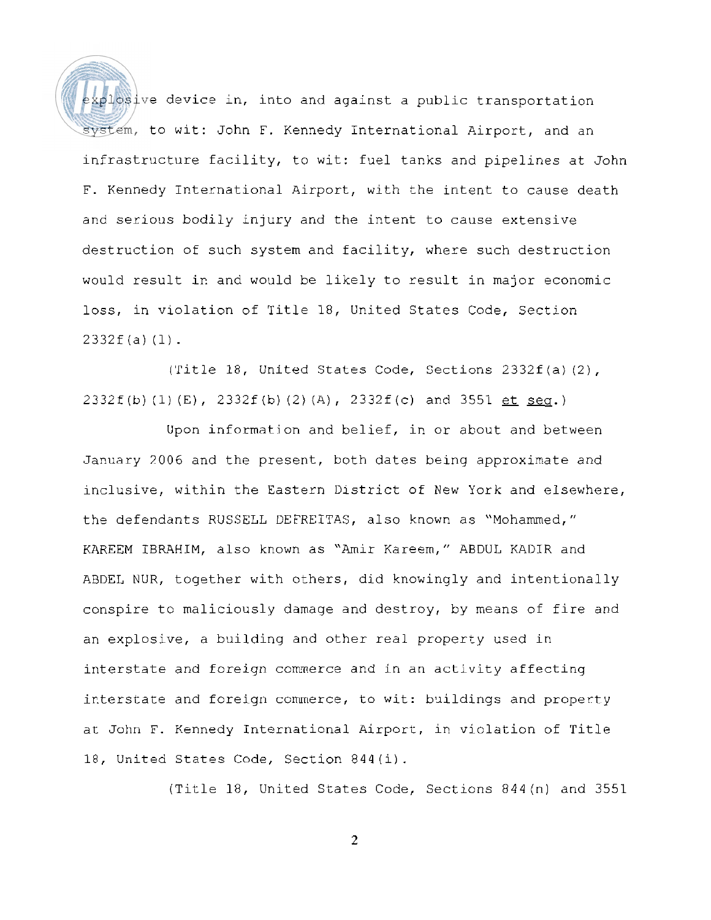explosive device in, into and against a public transportation system, to wit: John F. Kennedy International Airport, and an infrastructure facility, to wit: fuel tanks and pipelines at John F. Kennedy International Airport, with the intent to cause death and serious bodily injury and the intent to cause extensive destruction of such system and facility, where such destruction would result in and would be likely to result in major economic loss, in violation of Title 18, United States Code, Section 2332f(a)(1).

(Title 18, United States Code, Sections 2332f(a)(2), 2332f(b)(1)(E), 2332f(b)(2)(A), 2332f(c) and 3551 et seq.)

Upon information and belief, in or about and between January 2006 and the present, both dates being approximate and inclusive, within the Eastern District of New York and elsewhere, the defendants RUSSELL DEFREITAS, also known as "Mohammed," KAREEM IBRAHIM, also known as "Amir Kareem," ABDUL KADIR and ABDEL NUR, together with others, did knowingly and intentionally conspire to maliciously damage and destroy, by means of fire and an explosive, a building and other real property used in interstate and foreign commerce and in an activity affecting interstate and foreign commerce, to wit: buildings and property at John F. Kennedy International Airport, in violation of Title 18, United States Code, Section 844(i).

(Title 18, United States Code, Sections 844(n) and 3551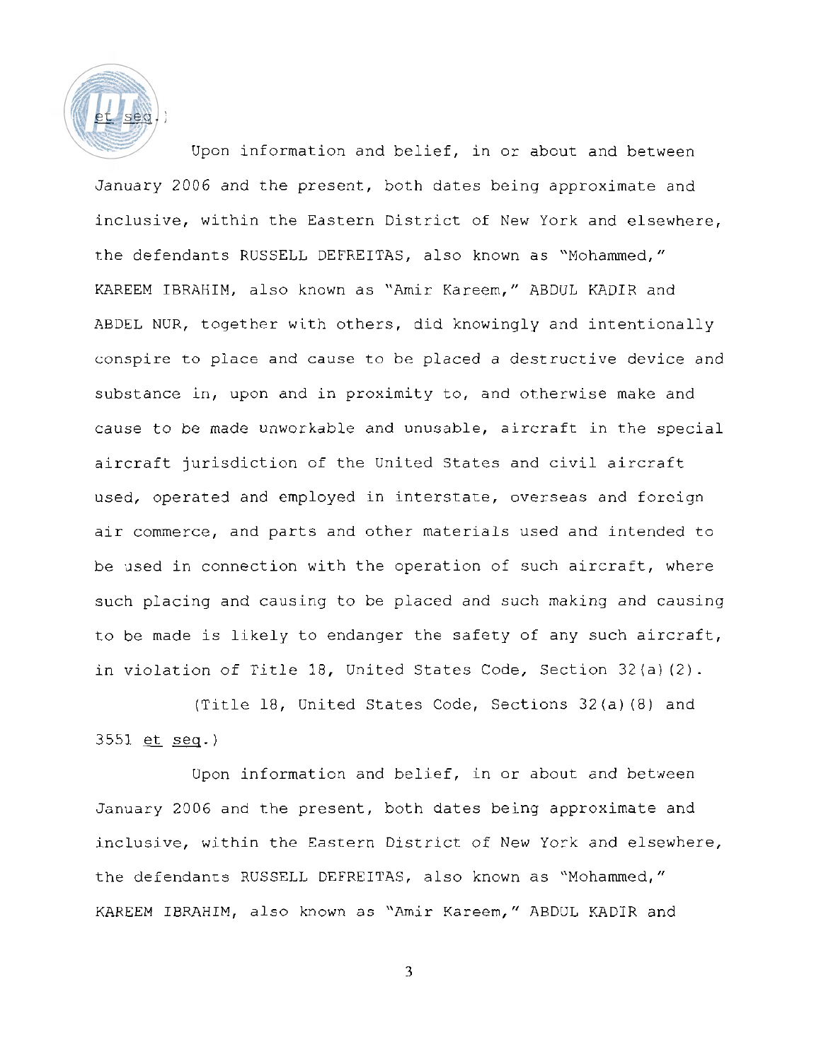et seq.)

Upon information and belief, in or about and between January 2006 and the present, both dates being approximate and inclusive, within the Eastern District of New York and elsewhere, the defendants RUSSELL DEFREITAS, also known as "Mohammed," KAREEM IBRAHIM, also known as "Amir Kareem," ABDUL KADIR and ABDEL NUR, together with others, did knowingly and intentionally conspire to place and cause to be placed a destructive device and substance in, upon and in proximity to, and otherwise make and cause to be made unworkable and unusable, aircraft in the special aircraft jurisdiction of the United States and civil aircraft used, operated and employed in interstate, overseas and foreign air commerce, and parts and other materials used and intended to be used in connection with the operation of such aircraft, where such placing and causing to be placed and such making and causing to be made is likely to endanger the safety of any such aircraft, in violation of Title 18, United States Code, Section 32(a)(2).

(Title 18, United States Code, Sections 32(a)(8) and 3551 et seq.)

Upon information and belief, in or about and between January 2006 and the present, both dates being approximate and inclusive, within the Eastern District of New York and elsewhere, the defendants RUSSELL DEFREITAS, also known as "Mohammed," KAREEM IBRAHIM, also known as "Amir Kareem," ABDUL KADIR and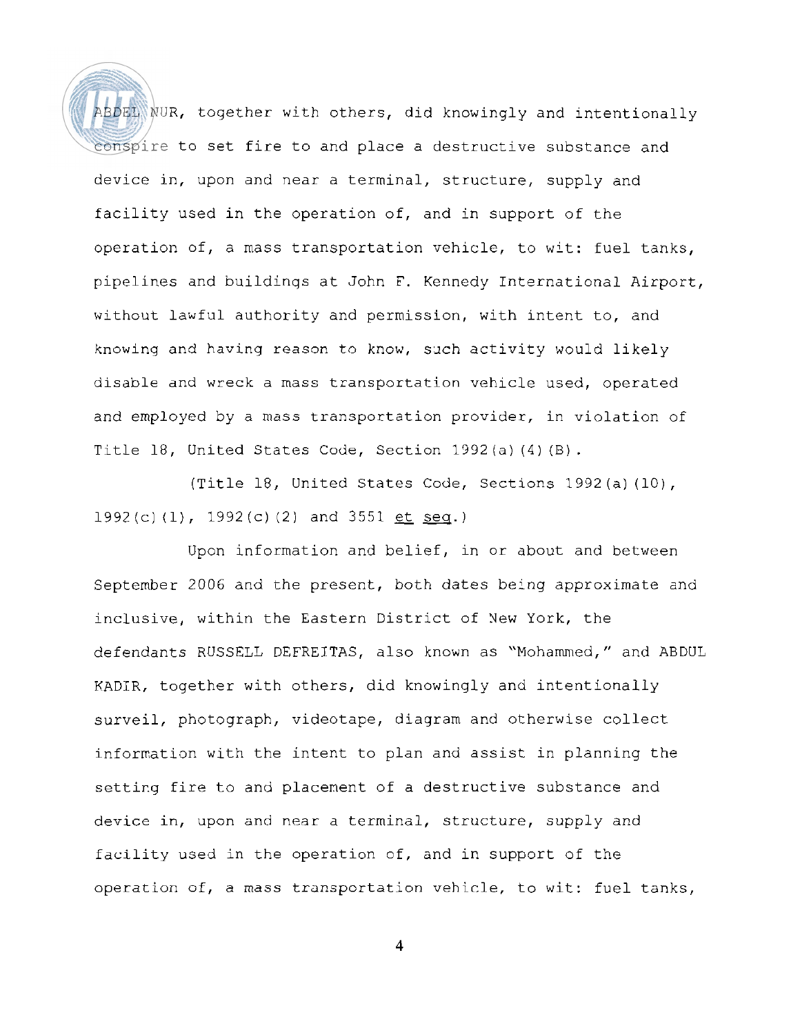ABDEL NUR, together with others, did knowingly and intentionally conspire to set fire to and place a destructive substance and device in, upon and near a terminal, structure, supply and facility used in the operation of, and in support of the operation of, a mass transportation vehicle, to wit: fuel tanks, pipelines and buildings at John F. Kennedy International Airport, without lawful authority and permission, with intent to, and knowing and having reason to know, such activity would likely disable and wreck a mass transportation vehicle used, operated and employed by a mass transportation provider, in violation of Title 18, United States Code, Section 1992(a)(4)(B).

(Title 18, United States Code, Sections 1992(a)(10), 1992(c)(1), 1992(c)(2) and 3551 et seq.)

Upon information and belief, in or about and between September 2006 and the present, both dates being approximate and inclusive, within the Eastern District of New York, the defendants RUSSELL DEFREITAS, also known as "Mohammed," and ABDUL KADIR, together with others, did knowingly and intentionally surveil, photograph, videotape, diagram and otherwise collect information with the intent to plan and assist in planning the setting fire to and placement of a destructive substance and device in, upon and near a terminal, structure, supply and facility used in the operation of, and in support of the operation of, a mass transportation vehicle, to wit: fuel tanks,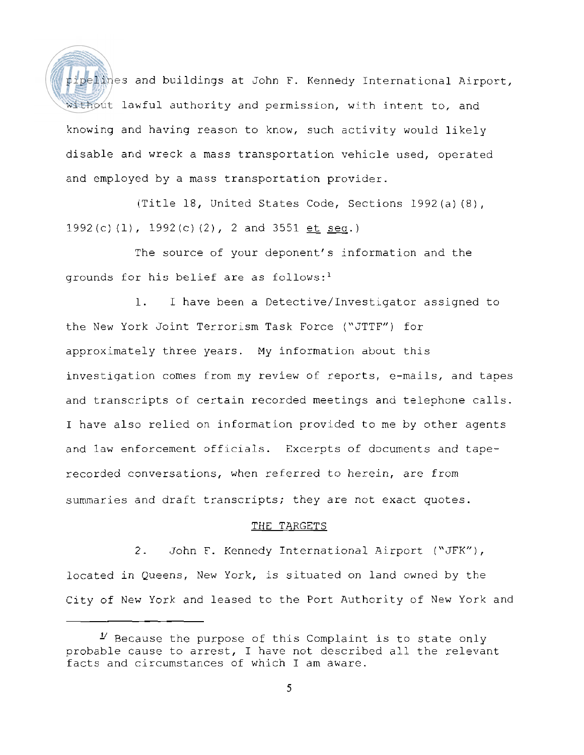pipelines and buildings at John F. Kennedy International Airport, without lawful authority and permission, with intent to, and knowing and having reason to know, such activity would likely disable and wreck a mass transportation vehicle used, operated and employed by a mass transportation provider.

(Title 18, United States Code, Sections 1992(a)(8), 1992(c)(1), 1992(c)(2), 2 and 3551 et seq.)

The source of your deponent's information and the grounds for his belief are as follows:[1]

1. I have been a Detective/Investigator assigned to the New York Joint Terrorism Task Force ("JTTF") for approximately three years. My information about this investigation comes from my review of reports, e-mails, and tapes and transcripts of certain recorded meetings and telephone calls. I have also relied on information provided to me by other agents and law enforcement officials. Excerpts of documents and tape-recorded conversations, when referred to herein, are from summaries and draft transcripts; they are not exact quotes.

## THE TARGETS

2. John F. Kennedy International Airport ("JFK"), located in Queens, New York, is situated on land owned by the City of New York and leased to the Port Authority of New York and

---

[1] Because the purpose of this Complaint is to state only probable cause to arrest, I have not described all the relevant facts and circumstances of which I am aware.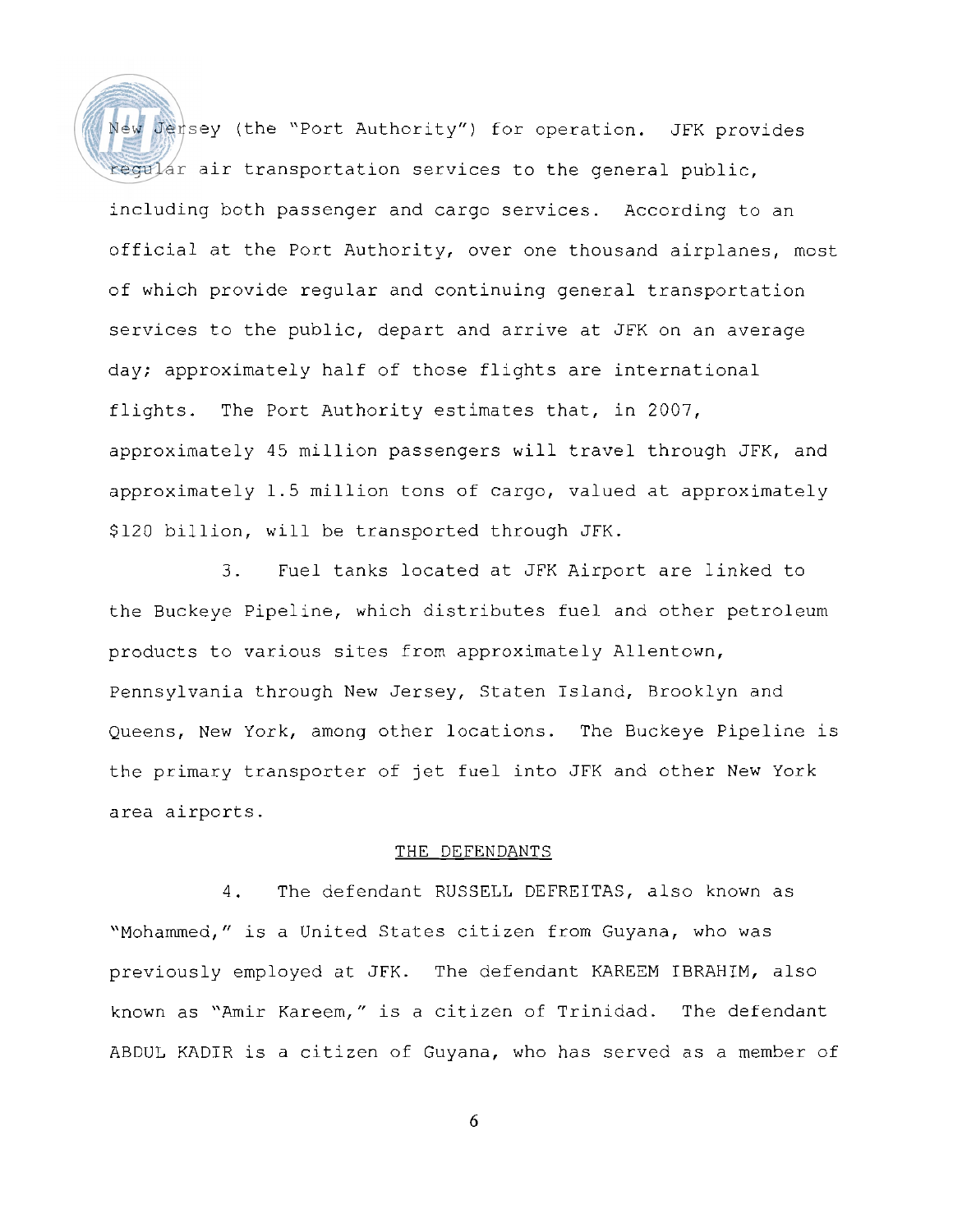New Jersey (the "Port Authority") for operation. JFK provides regular air transportation services to the general public, including both passenger and cargo services. According to an official at the Port Authority, over one thousand airplanes, most of which provide regular and continuing general transportation services to the public, depart and arrive at JFK on an average day; approximately half of those flights are international flights. The Port Authority estimates that, in 2007, approximately 45 million passengers will travel through JFK, and approximately 1.5 million tons of cargo, valued at approximately $120 billion, will be transported through JFK.

3. Fuel tanks located at JFK Airport are linked to the Buckeye Pipeline, which distributes fuel and other petroleum products to various sites from approximately Allentown, Pennsylvania through New Jersey, Staten Island, Brooklyn and Queens, New York, among other locations. The Buckeye Pipeline is the primary transporter of jet fuel into JFK and other New York area airports.

## THE DEFENDANTS

4. The defendant RUSSELL DEFREITAS, also known as "Mohammed," is a United States citizen from Guyana, who was previously employed at JFK. The defendant KAREEM IBRAHIM, also known as "Amir Kareem," is a citizen of Trinidad. The defendant ABDUL KADIR is a citizen of Guyana, who has served as a member of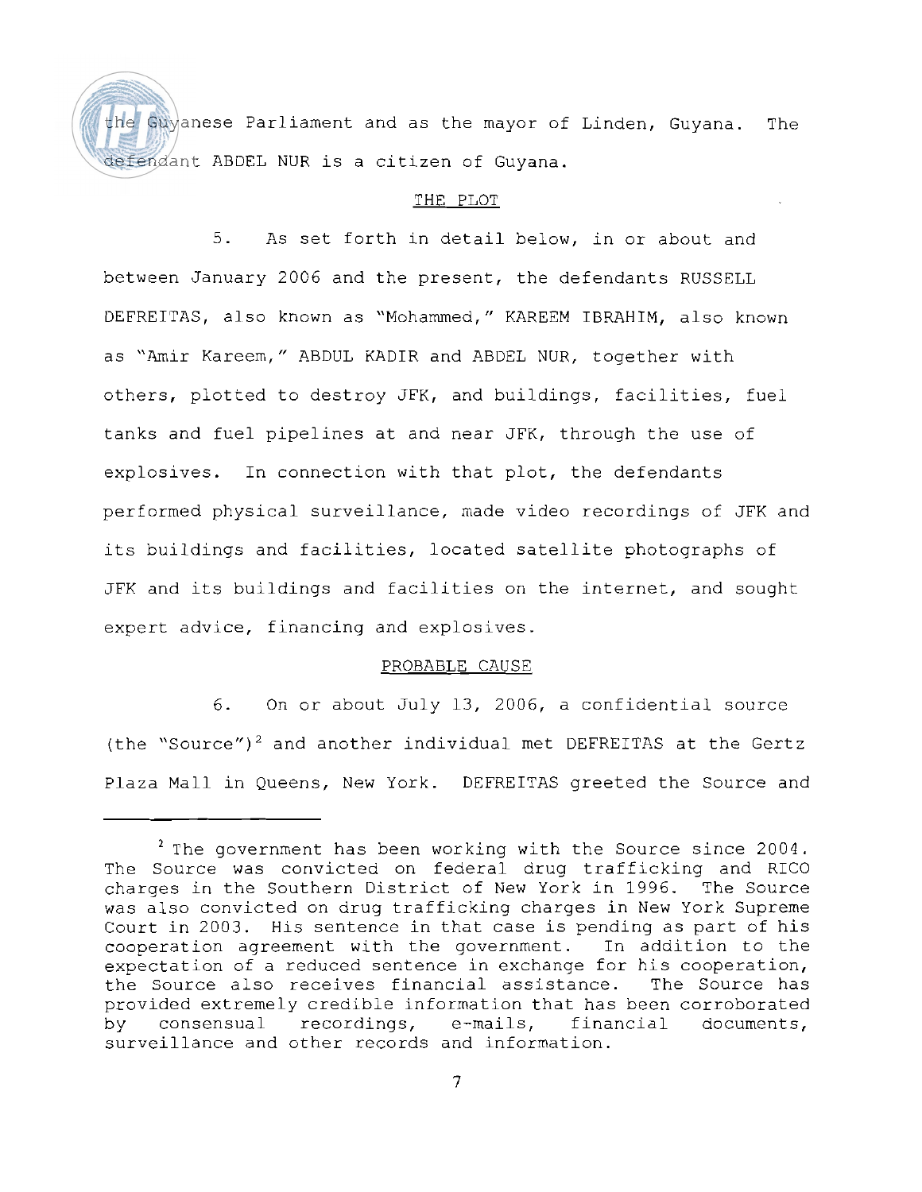the Guyanese Parliament and as the mayor of Linden, Guyana. The defendant ABDEL NUR is a citizen of Guyana.

## THE PLOT

5. As set forth in detail below, in or about and between January 2006 and the present, the defendants RUSSELL DEFREITAS, also known as "Mohammed," KAREEM IBRAHIM, also known as "Amir Kareem," ABDUL KADIR and ABDEL NUR, together with others, plotted to destroy JFK, and buildings, facilities, fuel tanks and fuel pipelines at and near JFK, through the use of explosives. In connection with that plot, the defendants performed physical surveillance, made video recordings of JFK and its buildings and facilities, located satellite photographs of JFK and its buildings and facilities on the internet, and sought expert advice, financing and explosives.

## PROBABLE CAUSE

6. On or about July 13, 2006, a confidential source (the "Source")[2] and another individual met DEFREITAS at the Gertz Plaza Mall in Queens, New York. DEFREITAS greeted the Source and

---

[2] The government has been working with the Source since 2004. The Source was convicted on federal drug trafficking and RICO charges in the Southern District of New York in 1996. The Source was also convicted on drug trafficking charges in New York Supreme Court in 2003. His sentence in that case is pending as part of his cooperation agreement with the government. In addition to the expectation of a reduced sentence in exchange for his cooperation, the Source also receives financial assistance. The Source has provided extremely credible information that has been corroborated by consensual recordings, e-mails, financial documents, surveillance and other records and information.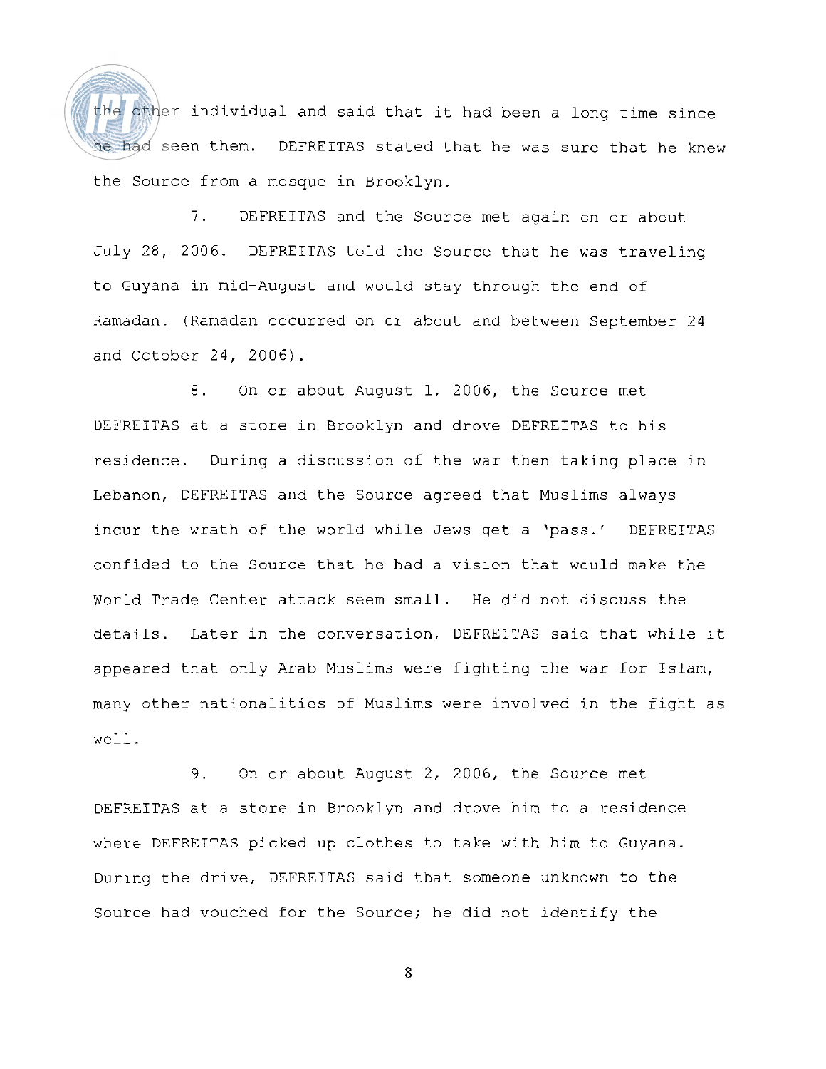the other individual and said that it had been a long time since he had seen them. DEFREITAS stated that he was sure that he knew the Source from a mosque in Brooklyn.

7. DEFREITAS and the Source met again on or about July 28, 2006. DEFREITAS told the Source that he was traveling to Guyana in mid-August and would stay through the end of Ramadan. (Ramadan occurred on or about and between September 24 and October 24, 2006).

8. On or about August 1, 2006, the Source met DEFREITAS at a store in Brooklyn and drove DEFREITAS to his residence. During a discussion of the war then taking place in Lebanon, DEFREITAS and the Source agreed that Muslims always incur the wrath of the world while Jews get a 'pass.' DEFREITAS confided to the Source that he had a vision that would make the World Trade Center attack seem small. He did not discuss the details. Later in the conversation, DEFREITAS said that while it appeared that only Arab Muslims were fighting the war for Islam, many other nationalities of Muslims were involved in the fight as well.

9. On or about August 2, 2006, the Source met DEFREITAS at a store in Brooklyn and drove him to a residence where DEFREITAS picked up clothes to take with him to Guyana. During the drive, DEFREITAS said that someone unknown to the Source had vouched for the Source; he did not identify the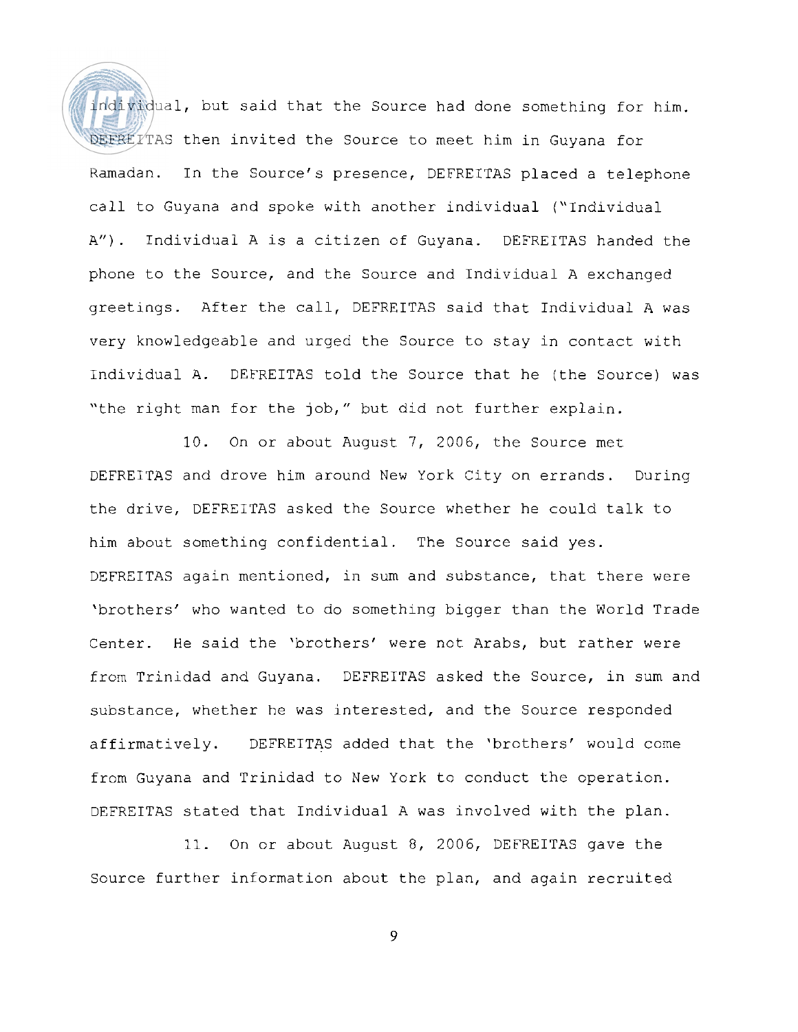individual, but said that the Source had done something for him. DEFREITAS then invited the Source to meet him in Guyana for Ramadan. In the Source's presence, DEFREITAS placed a telephone call to Guyana and spoke with another individual ("Individual A"). Individual A is a citizen of Guyana. DEFREITAS handed the phone to the Source, and the Source and Individual A exchanged greetings. After the call, DEFREITAS said that Individual A was very knowledgeable and urged the Source to stay in contact with Individual A. DEFREITAS told the Source that he (the Source) was "the right man for the job," but did not further explain.

10. On or about August 7, 2006, the Source met DEFREITAS and drove him around New York City on errands. During the drive, DEFREITAS asked the Source whether he could talk to him about something confidential. The Source said yes. DEFREITAS again mentioned, in sum and substance, that there were 'brothers' who wanted to do something bigger than the World Trade Center. He said the 'brothers' were not Arabs, but rather were from Trinidad and Guyana. DEFREITAS asked the Source, in sum and substance, whether he was interested, and the Source responded affirmatively. DEFREITAS added that the 'brothers' would come from Guyana and Trinidad to New York to conduct the operation. DEFREITAS stated that Individual A was involved with the plan.

11. On or about August 8, 2006, DEFREITAS gave the Source further information about the plan, and again recruited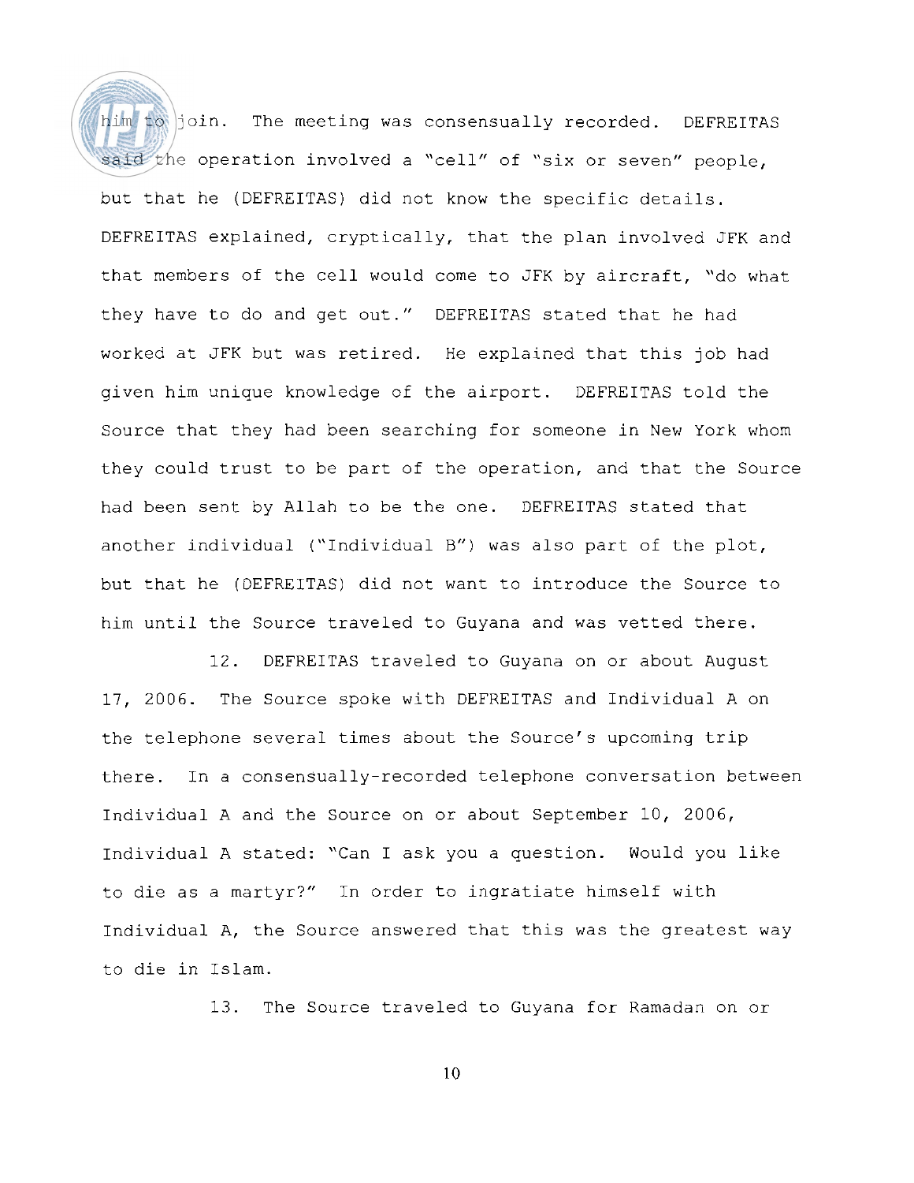him to join. The meeting was consensually recorded. DEFREITAS said the operation involved a "cell" of "six or seven" people, but that he (DEFREITAS) did not know the specific details. DEFREITAS explained, cryptically, that the plan involved JFK and that members of the cell would come to JFK by aircraft, "do what they have to do and get out." DEFREITAS stated that he had worked at JFK but was retired. He explained that this job had given him unique knowledge of the airport. DEFREITAS told the Source that they had been searching for someone in New York whom they could trust to be part of the operation, and that the Source had been sent by Allah to be the one. DEFREITAS stated that another individual ("Individual B") was also part of the plot, but that he (DEFREITAS) did not want to introduce the Source to him until the Source traveled to Guyana and was vetted there.

12. DEFREITAS traveled to Guyana on or about August 17, 2006. The Source spoke with DEFREITAS and Individual A on the telephone several times about the Source's upcoming trip there. In a consensually-recorded telephone conversation between Individual A and the Source on or about September 10, 2006, Individual A stated: "Can I ask you a question. Would you like to die as a martyr?" In order to ingratiate himself with Individual A, the Source answered that this was the greatest way to die in Islam.

13. The Source traveled to Guyana for Ramadan on or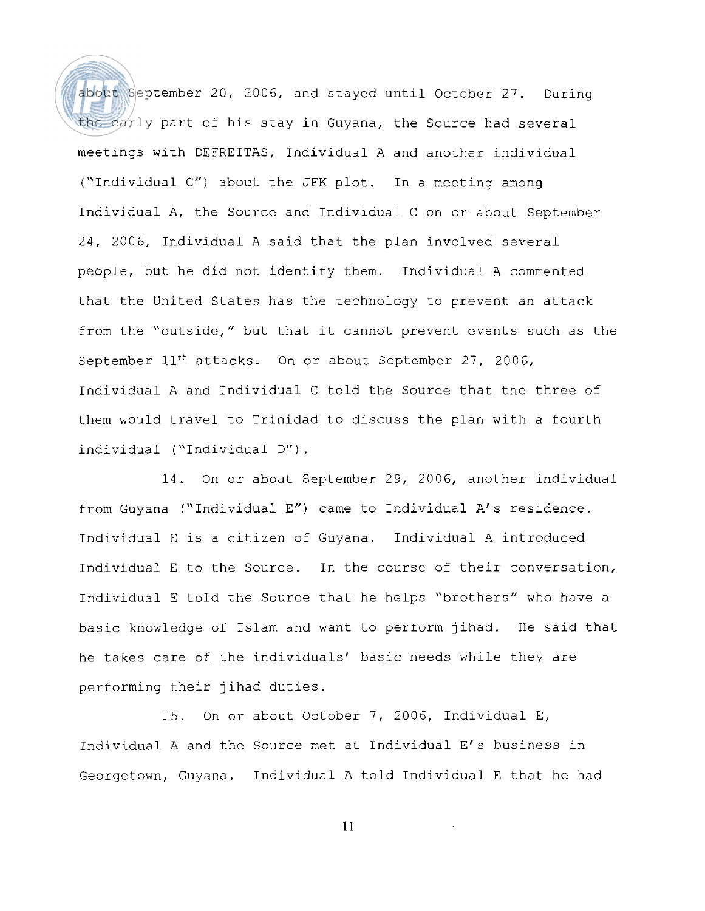about September 20, 2006, and stayed until October 27. During the early part of his stay in Guyana, the Source had several meetings with DEFREITAS, Individual A and another individual ("Individual C") about the JFK plot. In a meeting among Individual A, the Source and Individual C on or about September 24, 2006, Individual A said that the plan involved several people, but he did not identify them. Individual A commented that the United States has the technology to prevent an attack from the "outside," but that it cannot prevent events such as the September 11th attacks. On or about September 27, 2006, Individual A and Individual C told the Source that the three of them would travel to Trinidad to discuss the plan with a fourth individual ("Individual D").

14. On or about September 29, 2006, another individual from Guyana ("Individual E") came to Individual A's residence. Individual E is a citizen of Guyana. Individual A introduced Individual E to the Source. In the course of their conversation, Individual E told the Source that he helps "brothers" who have a basic knowledge of Islam and want to perform jihad. He said that he takes care of the individuals' basic needs while they are performing their jihad duties.

15. On or about October 7, 2006, Individual E, Individual A and the Source met at Individual E's business in Georgetown, Guyana. Individual A told Individual E that he had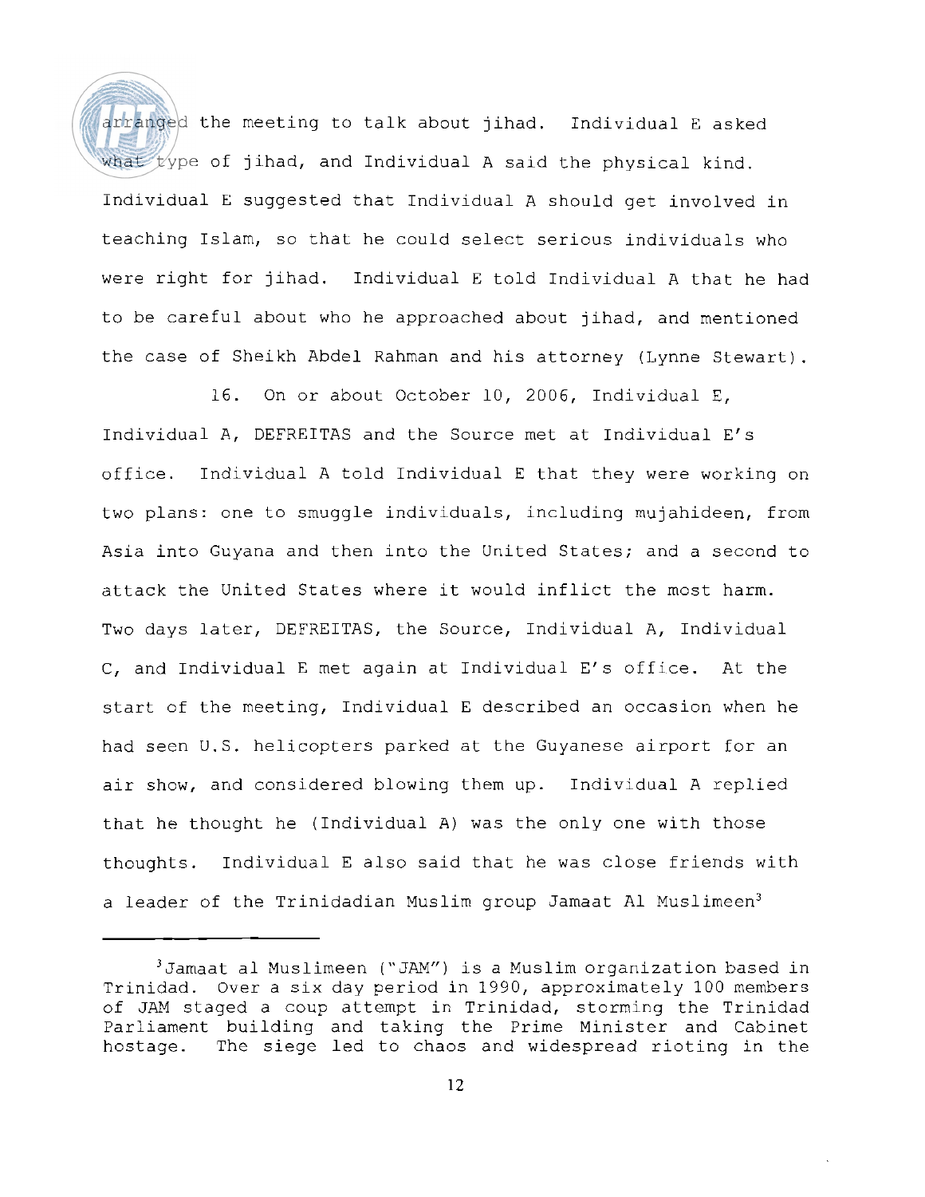arranged the meeting to talk about jihad. Individual E asked what type of jihad, and Individual A said the physical kind. Individual E suggested that Individual A should get involved in teaching Islam, so that he could select serious individuals who were right for jihad. Individual E told Individual A that he had to be careful about who he approached about jihad, and mentioned the case of Sheikh Abdel Rahman and his attorney (Lynne Stewart).

16. On or about October 10, 2006, Individual E, Individual A, DEFREITAS and the Source met at Individual E's office. Individual A told Individual E that they were working on two plans: one to smuggle individuals, including mujahideen, from Asia into Guyana and then into the United States; and a second to attack the United States where it would inflict the most harm. Two days later, DEFREITAS, the Source, Individual A, Individual C, and Individual E met again at Individual E's office. At the start of the meeting, Individual E described an occasion when he had seen U.S. helicopters parked at the Guyanese airport for an air show, and considered blowing them up. Individual A replied that he thought he (Individual A) was the only one with those thoughts. Individual E also said that he was close friends with a leader of the Trinidadian Muslim group Jamaat Al Muslimeen[3]

---

[3] Jamaat al Muslimeen ("JAM") is a Muslim organization based in Trinidad. Over a six day period in 1990, approximately 100 members of JAM staged a coup attempt in Trinidad, storming the Trinidad Parliament building and taking the Prime Minister and Cabinet hostage. The siege led to chaos and widespread rioting in the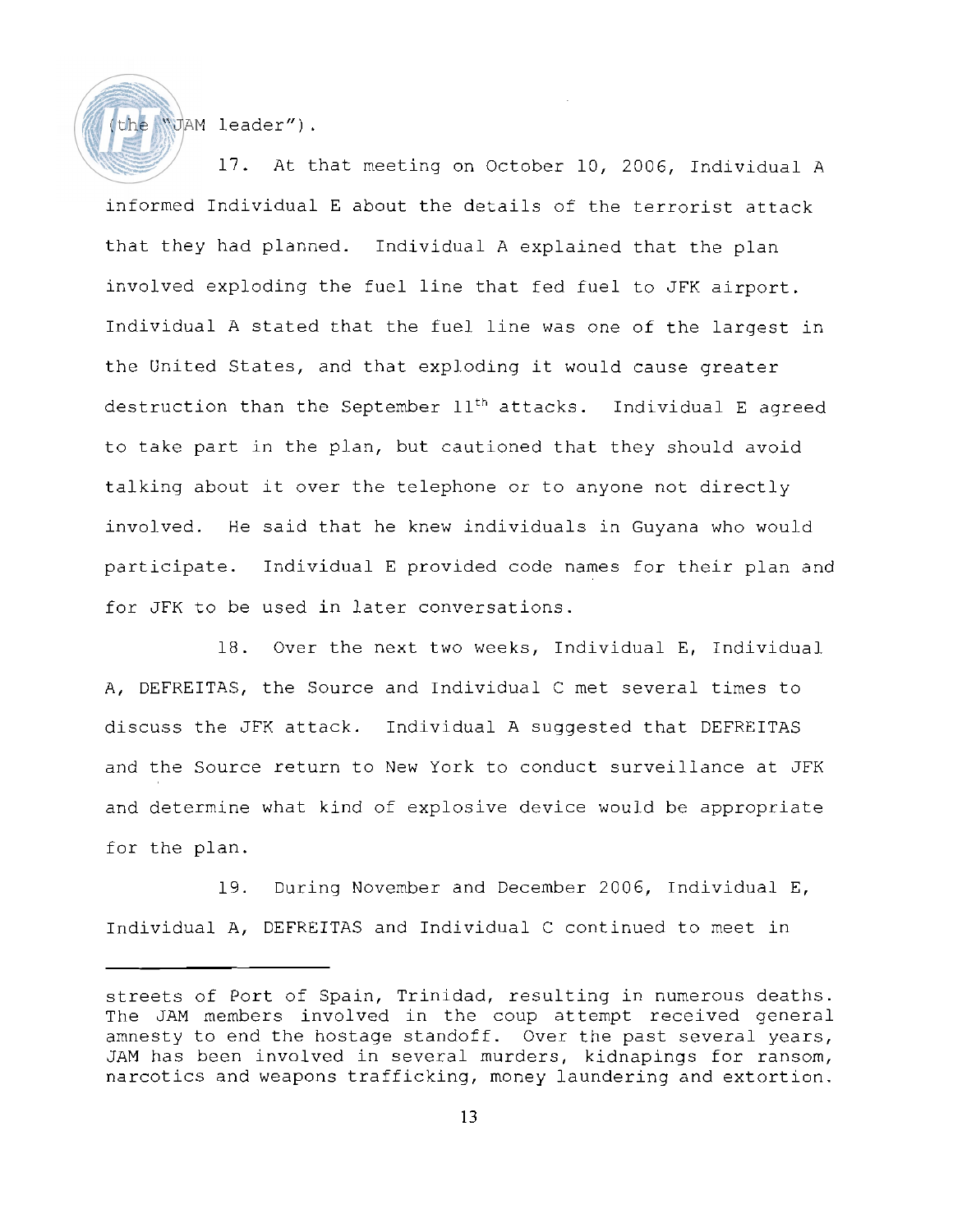(the "JAM leader").

17. At that meeting on October 10, 2006, Individual A informed Individual E about the details of the terrorist attack that they had planned. Individual A explained that the plan involved exploding the fuel line that fed fuel to JFK airport. Individual A stated that the fuel line was one of the largest in the United States, and that exploding it would cause greater destruction than the September 11th attacks. Individual E agreed to take part in the plan, but cautioned that they should avoid talking about it over the telephone or to anyone not directly involved. He said that he knew individuals in Guyana who would participate. Individual E provided code names for their plan and for JFK to be used in later conversations.

18. Over the next two weeks, Individual E, Individual A, DEFREITAS, the Source and Individual C met several times to discuss the JFK attack. Individual A suggested that DEFREITAS and the Source return to New York to conduct surveillance at JFK and determine what kind of explosive device would be appropriate for the plan.

19. During November and December 2006, Individual E, Individual A, DEFREITAS and Individual C continued to meet in

---

streets of Port of Spain, Trinidad, resulting in numerous deaths. The JAM members involved in the coup attempt received general amnesty to end the hostage standoff. Over the past several years, JAM has been involved in several murders, kidnapings for ransom, narcotics and weapons trafficking, money laundering and extortion.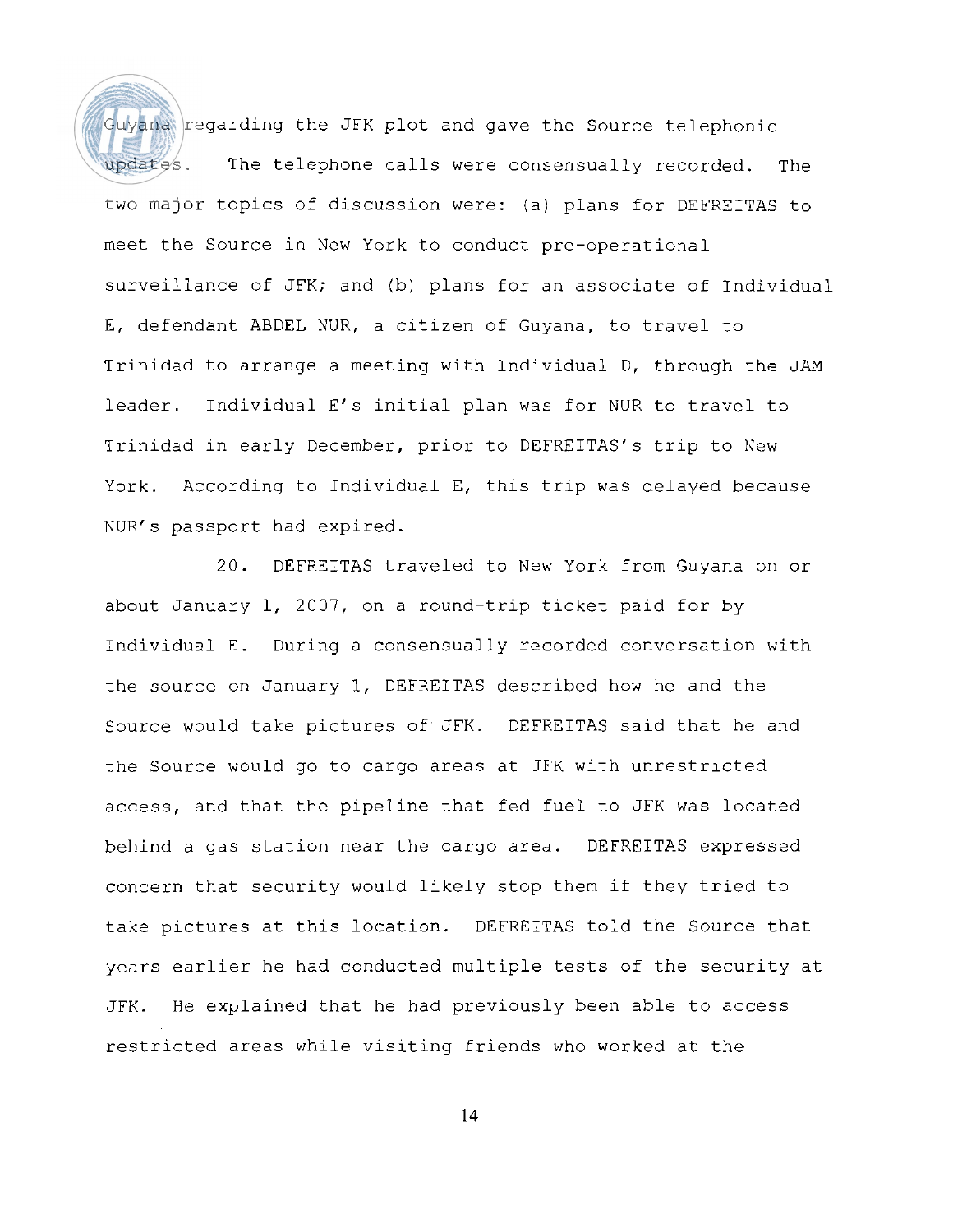Guyana regarding the JFK plot and gave the Source telephonic updates. The telephone calls were consensually recorded. The two major topics of discussion were: (a) plans for DEFREITAS to meet the Source in New York to conduct pre-operational surveillance of JFK; and (b) plans for an associate of Individual E, defendant ABDEL NUR, a citizen of Guyana, to travel to Trinidad to arrange a meeting with Individual D, through the JAM leader. Individual E's initial plan was for NUR to travel to Trinidad in early December, prior to DEFREITAS's trip to New York. According to Individual E, this trip was delayed because NUR's passport had expired.

20. DEFREITAS traveled to New York from Guyana on or about January 1, 2007, on a round-trip ticket paid for by Individual E. During a consensually recorded conversation with the source on January 1, DEFREITAS described how he and the Source would take pictures of JFK. DEFREITAS said that he and the Source would go to cargo areas at JFK with unrestricted access, and that the pipeline that fed fuel to JFK was located behind a gas station near the cargo area. DEFREITAS expressed concern that security would likely stop them if they tried to take pictures at this location. DEFREITAS told the Source that years earlier he had conducted multiple tests of the security at JFK. He explained that he had previously been able to access restricted areas while visiting friends who worked at the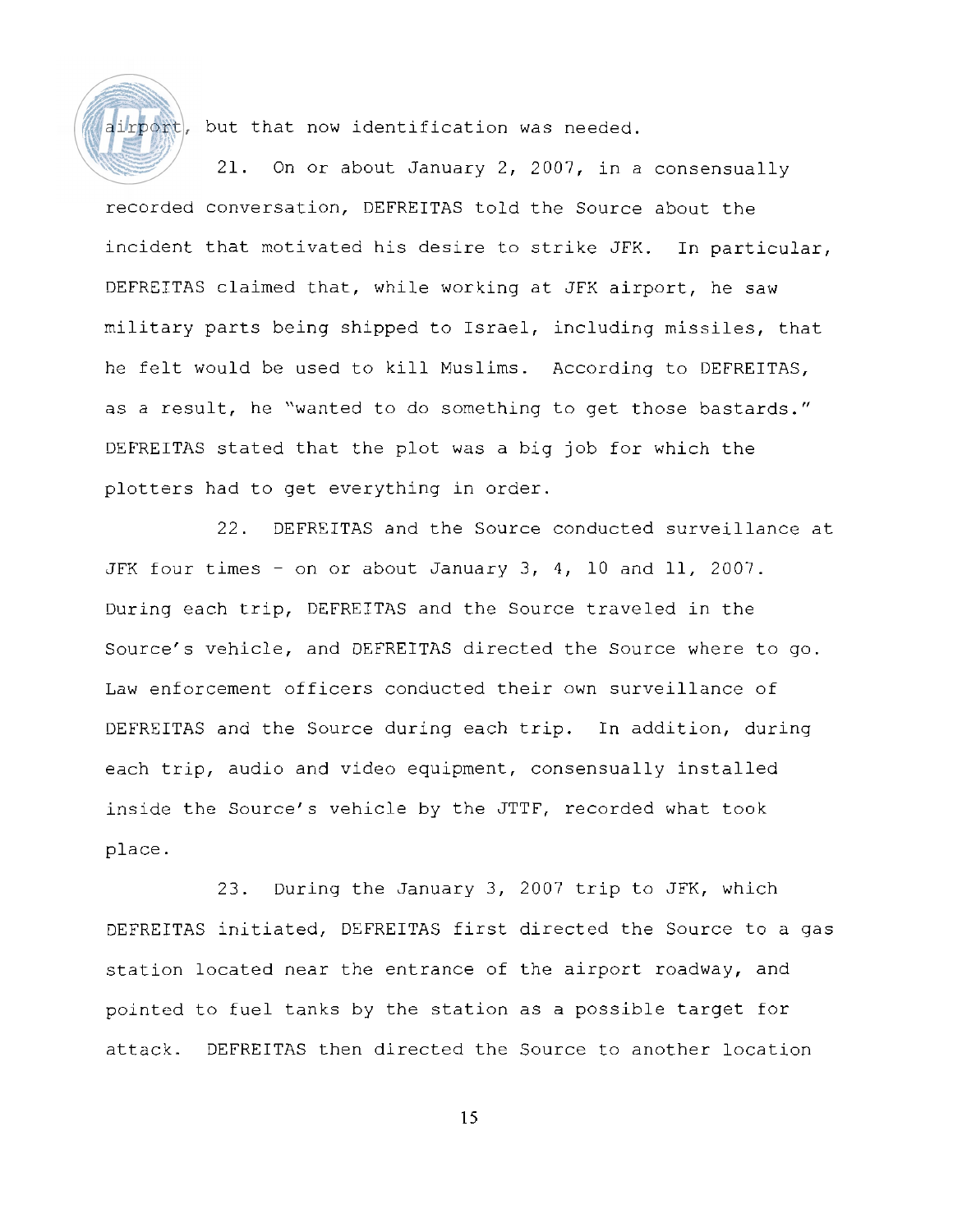airport, but that now identification was needed.

21. On or about January 2, 2007, in a consensually recorded conversation, DEFREITAS told the Source about the incident that motivated his desire to strike JFK. In particular, DEFREITAS claimed that, while working at JFK airport, he saw military parts being shipped to Israel, including missiles, that he felt would be used to kill Muslims. According to DEFREITAS, as a result, he "wanted to do something to get those bastards." DEFREITAS stated that the plot was a big job for which the plotters had to get everything in order.

22. DEFREITAS and the Source conducted surveillance at JFK four times - on or about January 3, 4, 10 and 11, 2007. During each trip, DEFREITAS and the Source traveled in the Source's vehicle, and DEFREITAS directed the Source where to go. Law enforcement officers conducted their own surveillance of DEFREITAS and the Source during each trip. In addition, during each trip, audio and video equipment, consensually installed inside the Source's vehicle by the JTTF, recorded what took place.

23. During the January 3, 2007 trip to JFK, which DEFREITAS initiated, DEFREITAS first directed the Source to a gas station located near the entrance of the airport roadway, and pointed to fuel tanks by the station as a possible target for attack. DEFREITAS then directed the Source to another location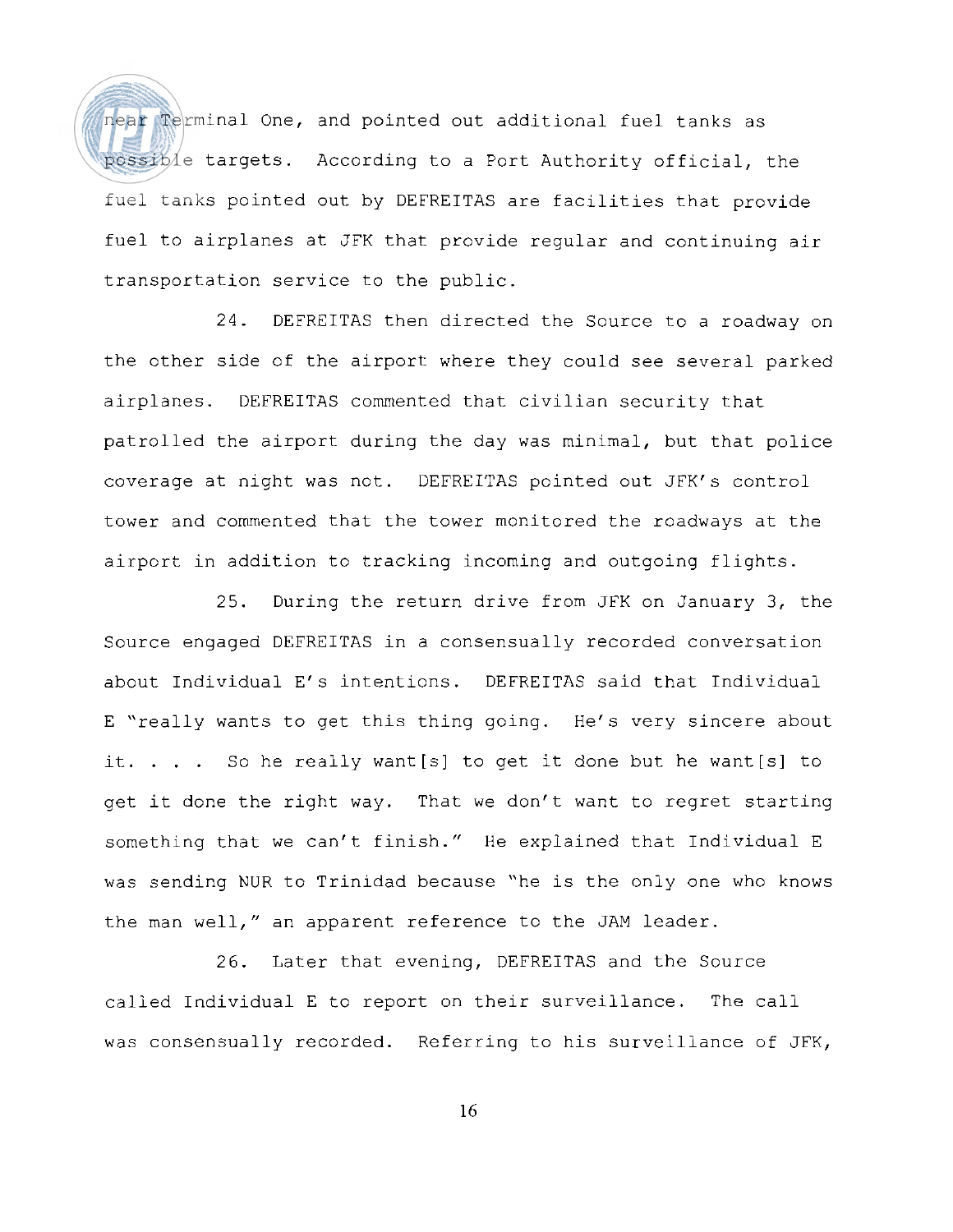near Terminal One, and pointed out additional fuel tanks as possible targets. According to a Port Authority official, the fuel tanks pointed out by DEFREITAS are facilities that provide fuel to airplanes at JFK that provide regular and continuing air transportation service to the public.

24. DEFREITAS then directed the Source to a roadway on the other side of the airport where they could see several parked airplanes. DEFREITAS commented that civilian security that patrolled the airport during the day was minimal, but that police coverage at night was not. DEFREITAS pointed out JFK's control tower and commented that the tower monitored the roadways at the airport in addition to tracking incoming and outgoing flights.

25. During the return drive from JFK on January 3, the Source engaged DEFREITAS in a consensually recorded conversation about Individual E's intentions. DEFREITAS said that Individual E "really wants to get this thing going. He's very sincere about it. . . . So he really want[s] to get it done but he want[s] to get it done the right way. That we don't want to regret starting something that we can't finish." He explained that Individual E was sending NUR to Trinidad because "he is the only one who knows the man well," an apparent reference to the JAM leader.

26. Later that evening, DEFREITAS and the Source called Individual E to report on their surveillance. The call was consensually recorded. Referring to his surveillance of JFK,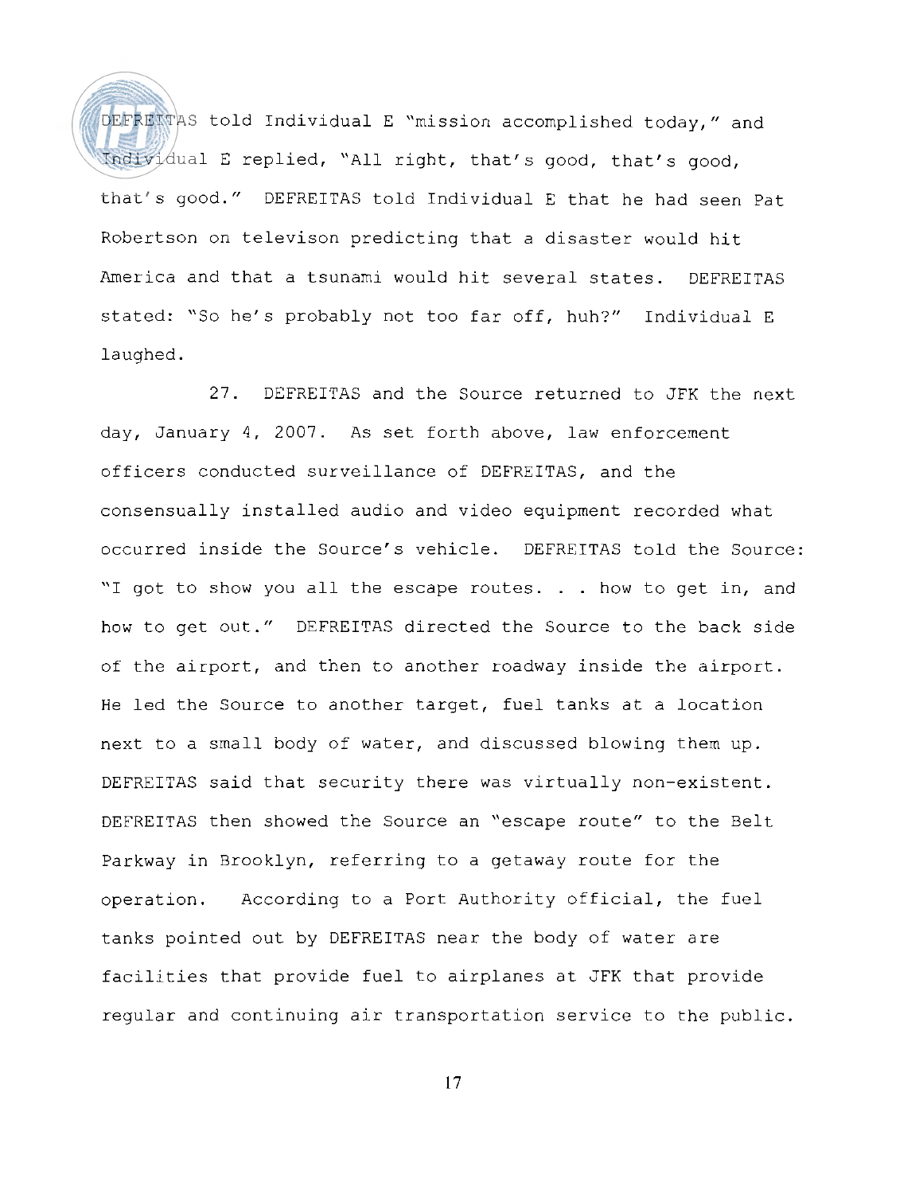DEFREITAS told Individual E "mission accomplished today," and Individual E replied, "All right, that's good, that's good, that's good." DEFREITAS told Individual E that he had seen Pat Robertson on televison predicting that a disaster would hit America and that a tsunami would hit several states. DEFREITAS stated: "So he's probably not too far off, huh?" Individual E laughed.

27. DEFREITAS and the Source returned to JFK the next day, January 4, 2007. As set forth above, law enforcement officers conducted surveillance of DEFREITAS, and the consensually installed audio and video equipment recorded what occurred inside the Source's vehicle. DEFREITAS told the Source: "I got to show you all the escape routes. . . how to get in, and how to get out." DEFREITAS directed the Source to the back side of the airport, and then to another roadway inside the airport. He led the Source to another target, fuel tanks at a location next to a small body of water, and discussed blowing them up. DEFREITAS said that security there was virtually non-existent. DEFREITAS then showed the Source an "escape route" to the Belt Parkway in Brooklyn, referring to a getaway route for the operation. According to a Port Authority official, the fuel tanks pointed out by DEFREITAS near the body of water are facilities that provide fuel to airplanes at JFK that provide regular and continuing air transportation service to the public.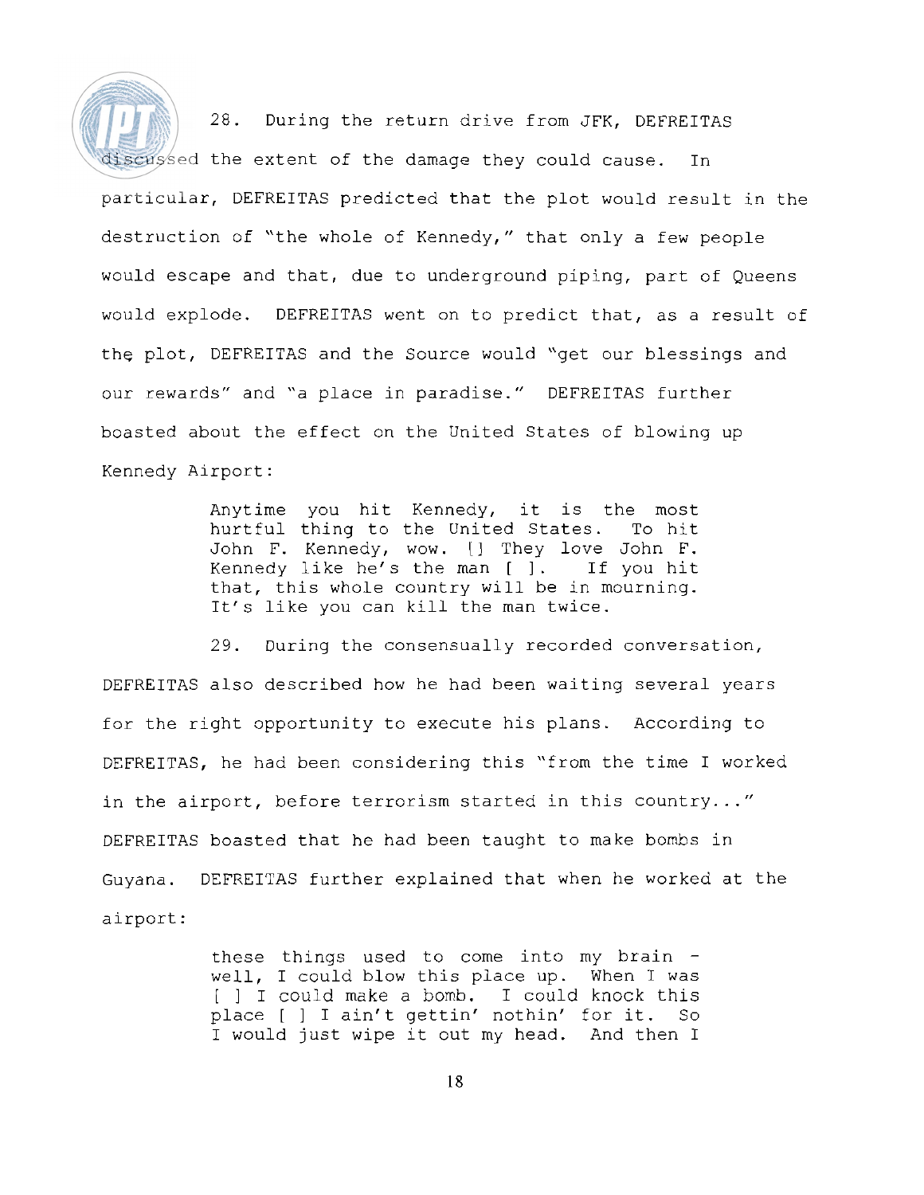28. During the return drive from JFK, DEFREITAS discussed the extent of the damage they could cause. In particular, DEFREITAS predicted that the plot would result in the destruction of "the whole of Kennedy," that only a few people would escape and that, due to underground piping, part of Queens would explode. DEFREITAS went on to predict that, as a result of the plot, DEFREITAS and the Source would "get our blessings and our rewards" and "a place in paradise." DEFREITAS further boasted about the effect on the United States of blowing up Kennedy Airport:

> Anytime you hit Kennedy, it is the most hurtful thing to the United States. To hit John F. Kennedy, wow. [] They love John F. Kennedy like he's the man [ ]. If you hit that, this whole country will be in mourning. It's like you can kill the man twice.

29. During the consensually recorded conversation, DEFREITAS also described how he had been waiting several years for the right opportunity to execute his plans. According to DEFREITAS, he had been considering this "from the time I worked in the airport, before terrorism started in this country..." DEFREITAS boasted that he had been taught to make bombs in Guyana. DEFREITAS further explained that when he worked at the airport:

> these things used to come into my brain - well, I could blow this place up. When I was [ ] I could make a bomb. I could knock this place [ ] I ain't gettin' nothin' for it. So I would just wipe it out my head. And then I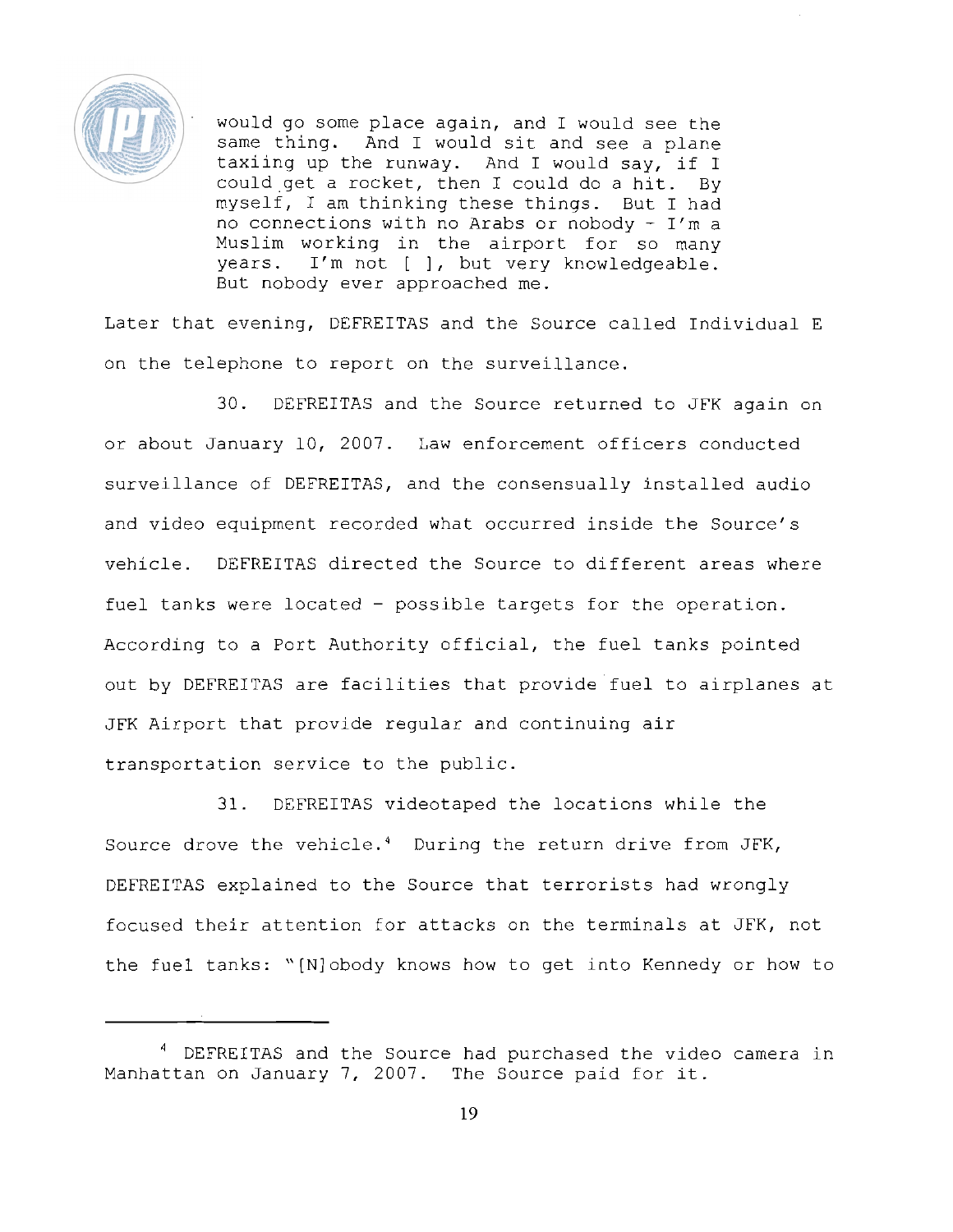> would go some place again, and I would see the same thing. And I would sit and see a plane taxiing up the runway. And I would say, if I could get a rocket, then I could do a hit. By myself, I am thinking these things. But I had no connections with no Arabs or nobody - I'm a Muslim working in the airport for so many years. I'm not [ ], but very knowledgeable. But nobody ever approached me.

Later that evening, DEFREITAS and the Source called Individual E on the telephone to report on the surveillance.

30. DEFREITAS and the Source returned to JFK again on or about January 10, 2007. Law enforcement officers conducted surveillance of DEFREITAS, and the consensually installed audio and video equipment recorded what occurred inside the Source's vehicle. DEFREITAS directed the Source to different areas where fuel tanks were located - possible targets for the operation. According to a Port Authority official, the fuel tanks pointed out by DEFREITAS are facilities that provide fuel to airplanes at JFK Airport that provide regular and continuing air transportation service to the public.

31. DEFREITAS videotaped the locations while the Source drove the vehicle.[4] During the return drive from JFK, DEFREITAS explained to the Source that terrorists had wrongly focused their attention for attacks on the terminals at JFK, not the fuel tanks: "[N]obody knows how to get into Kennedy or how to

---

[4] DEFREITAS and the Source had purchased the video camera in Manhattan on January 7, 2007. The Source paid for it.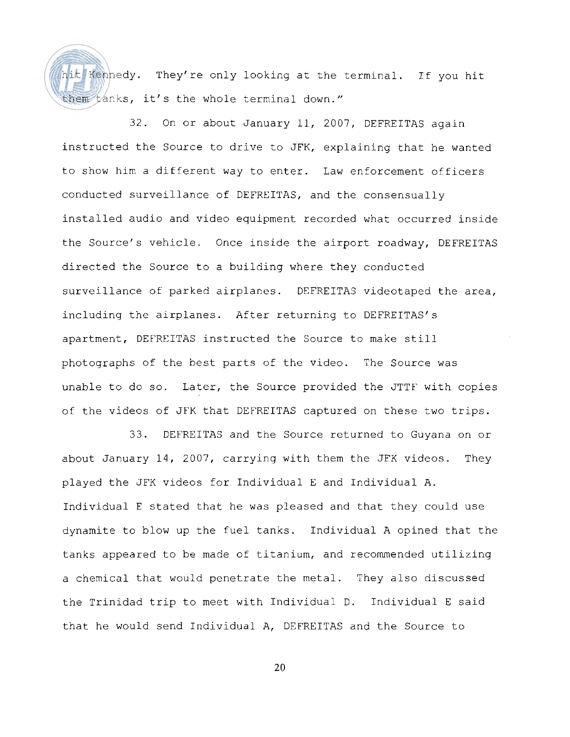hit Kennedy. They're only looking at the terminal. If you hit them tanks, it's the whole terminal down."

32. On or about January 11, 2007, DEFREITAS again instructed the Source to drive to JFK, explaining that he wanted to show him a different way to enter. Law enforcement officers conducted surveillance of DEFREITAS, and the consensually installed audio and video equipment recorded what occurred inside the Source's vehicle. Once inside the airport roadway, DEFREITAS directed the Source to a building where they conducted surveillance of parked airplanes. DEFREITAS videotaped the area, including the airplanes. After returning to DEFREITAS's apartment, DEFREITAS instructed the Source to make still photographs of the best parts of the video. The Source was unable to do so. Later, the Source provided the JTTF with copies of the videos of JFK that DEFREITAS captured on these two trips.

33. DEFREITAS and the Source returned to Guyana on or about January 14, 2007, carrying with them the JFK videos. They played the JFK videos for Individual E and Individual A. Individual E stated that he was pleased and that they could use dynamite to blow up the fuel tanks. Individual A opined that the tanks appeared to be made of titanium, and recommended utilizing a chemical that would penetrate the metal. They also discussed the Trinidad trip to meet with Individual D. Individual E said that he would send Individual A, DEFREITAS and the Source to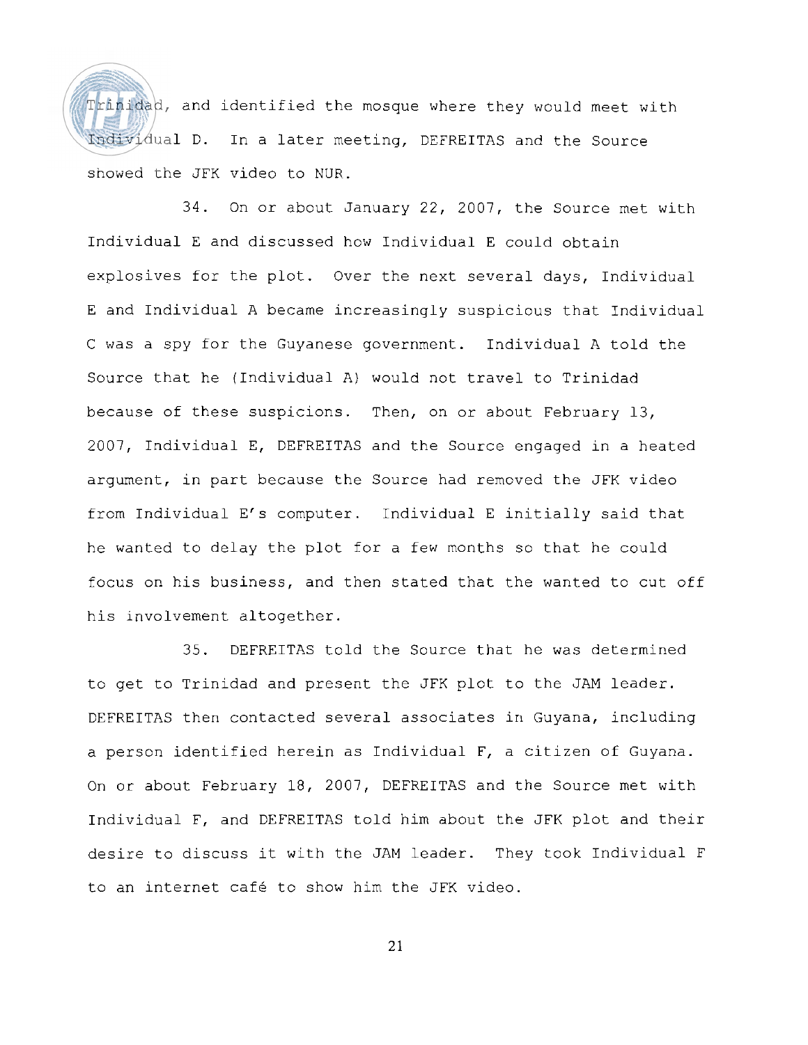Trinidad, and identified the mosque where they would meet with Individual D. In a later meeting, DEFREITAS and the Source showed the JFK video to NUR.

34. On or about January 22, 2007, the Source met with Individual E and discussed how Individual E could obtain explosives for the plot. Over the next several days, Individual E and Individual A became increasingly suspicious that Individual C was a spy for the Guyanese government. Individual A told the Source that he (Individual A) would not travel to Trinidad because of these suspicions. Then, on or about February 13, 2007, Individual E, DEFREITAS and the Source engaged in a heated argument, in part because the Source had removed the JFK video from Individual E's computer. Individual E initially said that he wanted to delay the plot for a few months so that he could focus on his business, and then stated that the wanted to cut off his involvement altogether.

35. DEFREITAS told the Source that he was determined to get to Trinidad and present the JFK plot to the JAM leader. DEFREITAS then contacted several associates in Guyana, including a person identified herein as Individual F, a citizen of Guyana. On or about February 18, 2007, DEFREITAS and the Source met with Individual F, and DEFREITAS told him about the JFK plot and their desire to discuss it with the JAM leader. They took Individual F to an internet café to show him the JFK video.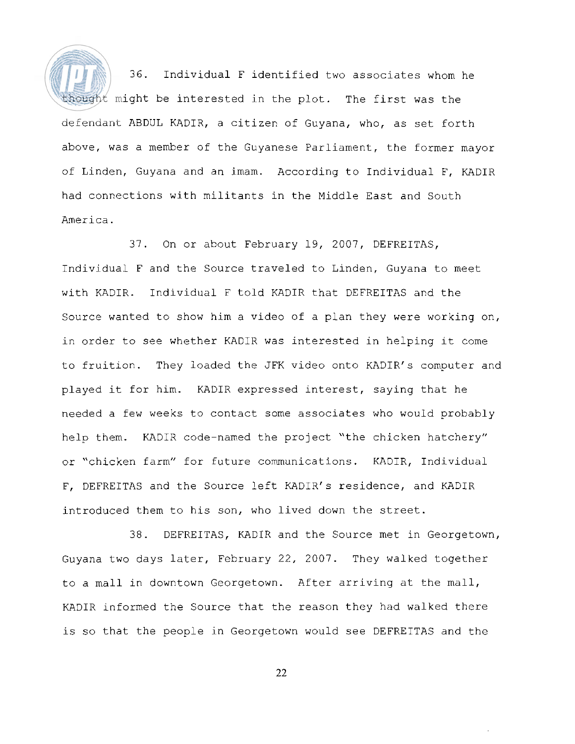36. Individual F identified two associates whom he thought might be interested in the plot. The first was the defendant ABDUL KADIR, a citizen of Guyana, who, as set forth above, was a member of the Guyanese Parliament, the former mayor of Linden, Guyana and an imam. According to Individual F, KADIR had connections with militants in the Middle East and South America.

37. On or about February 19, 2007, DEFREITAS, Individual F and the Source traveled to Linden, Guyana to meet with KADIR. Individual F told KADIR that DEFREITAS and the Source wanted to show him a video of a plan they were working on, in order to see whether KADIR was interested in helping it come to fruition. They loaded the JFK video onto KADIR's computer and played it for him. KADIR expressed interest, saying that he needed a few weeks to contact some associates who would probably help them. KADIR code-named the project "the chicken hatchery" or "chicken farm" for future communications. KADIR, Individual F, DEFREITAS and the Source left KADIR's residence, and KADIR introduced them to his son, who lived down the street.

38. DEFREITAS, KADIR and the Source met in Georgetown, Guyana two days later, February 22, 2007. They walked together to a mall in downtown Georgetown. After arriving at the mall, KADIR informed the Source that the reason they had walked there is so that the people in Georgetown would see DEFREITAS and the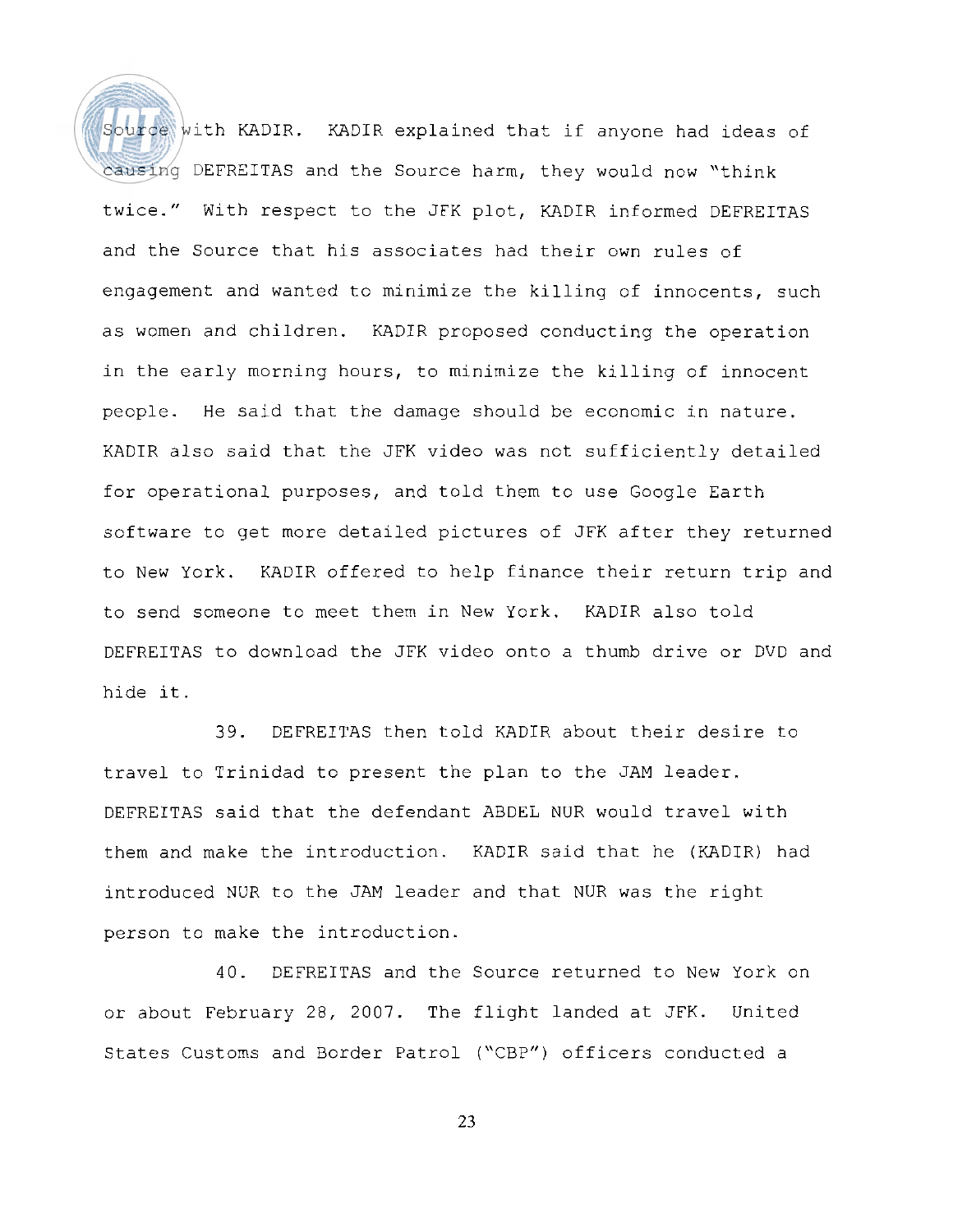Source with KADIR. KADIR explained that if anyone had ideas of causing DEFREITAS and the Source harm, they would now "think twice." With respect to the JFK plot, KADIR informed DEFREITAS and the Source that his associates had their own rules of engagement and wanted to minimize the killing of innocents, such as women and children. KADIR proposed conducting the operation in the early morning hours, to minimize the killing of innocent people. He said that the damage should be economic in nature. KADIR also said that the JFK video was not sufficiently detailed for operational purposes, and told them to use Google Earth software to get more detailed pictures of JFK after they returned to New York. KADIR offered to help finance their return trip and to send someone to meet them in New York. KADIR also told DEFREITAS to download the JFK video onto a thumb drive or DVD and hide it.

39. DEFREITAS then told KADIR about their desire to travel to Trinidad to present the plan to the JAM leader. DEFREITAS said that the defendant ABDEL NUR would travel with them and make the introduction. KADIR said that he (KADIR) had introduced NUR to the JAM leader and that NUR was the right person to make the introduction.

40. DEFREITAS and the Source returned to New York on or about February 28, 2007. The flight landed at JFK. United States Customs and Border Patrol ("CBP") officers conducted a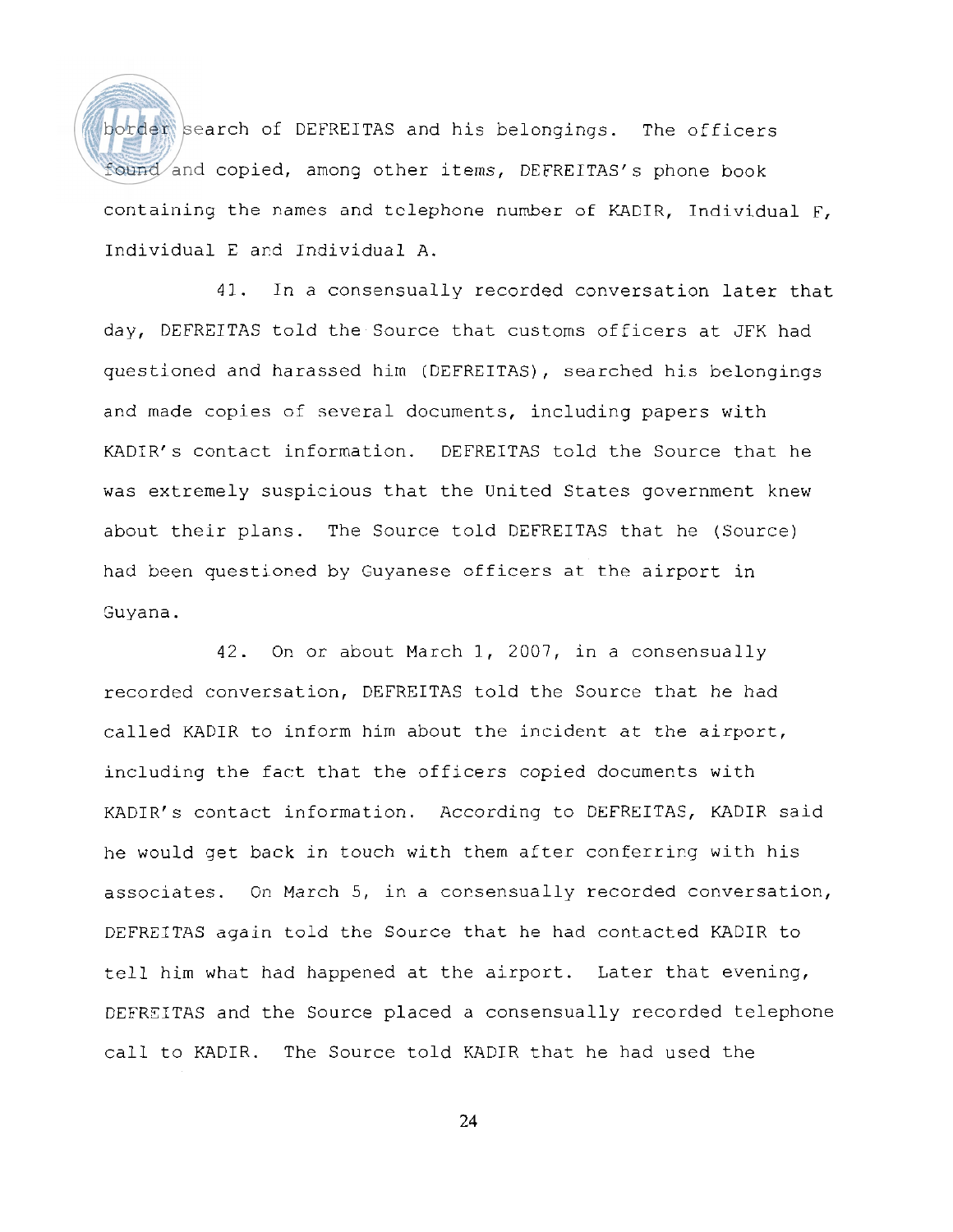border search of DEFREITAS and his belongings. The officers found and copied, among other items, DEFREITAS's phone book containing the names and telephone number of KADIR, Individual F, Individual E and Individual A.

41. In a consensually recorded conversation later that day, DEFREITAS told the Source that customs officers at JFK had questioned and harassed him (DEFREITAS), searched his belongings and made copies of several documents, including papers with KADIR's contact information. DEFREITAS told the Source that he was extremely suspicious that the United States government knew about their plans. The Source told DEFREITAS that he (Source) had been questioned by Guyanese officers at the airport in Guyana.

42. On or about March 1, 2007, in a consensually recorded conversation, DEFREITAS told the Source that he had called KADIR to inform him about the incident at the airport, including the fact that the officers copied documents with KADIR's contact information. According to DEFREITAS, KADIR said he would get back in touch with them after conferring with his associates. On March 5, in a consensually recorded conversation, DEFREITAS again told the Source that he had contacted KADIR to tell him what had happened at the airport. Later that evening, DEFREITAS and the Source placed a consensually recorded telephone call to KADIR. The Source told KADIR that he had used the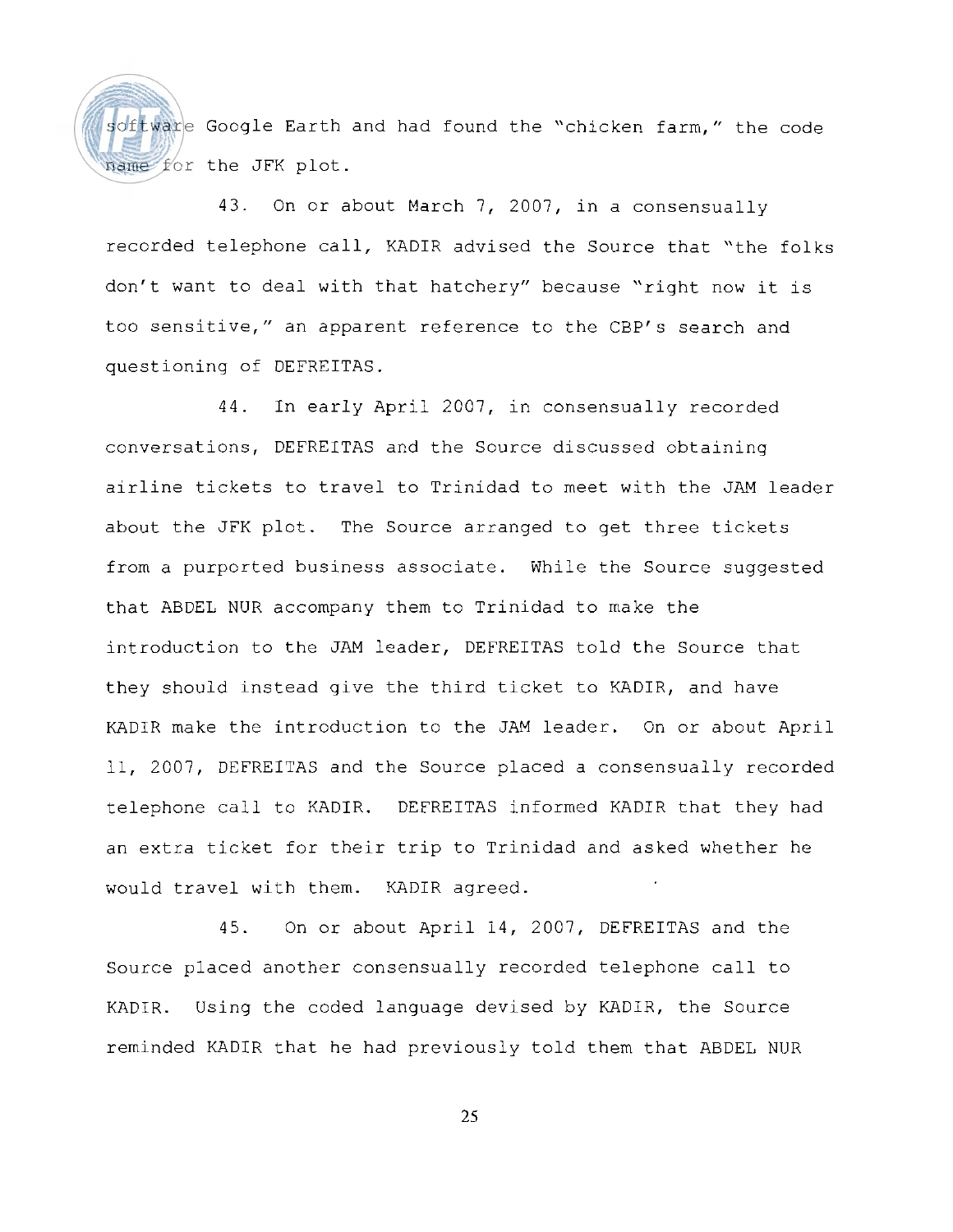software Google Earth and had found the "chicken farm," the code name for the JFK plot.

43. On or about March 7, 2007, in a consensually recorded telephone call, KADIR advised the Source that "the folks don't want to deal with that hatchery" because "right now it is too sensitive," an apparent reference to the CBP's search and questioning of DEFREITAS.

44. In early April 2007, in consensually recorded conversations, DEFREITAS and the Source discussed obtaining airline tickets to travel to Trinidad to meet with the JAM leader about the JFK plot. The Source arranged to get three tickets from a purported business associate. While the Source suggested that ABDEL NUR accompany them to Trinidad to make the introduction to the JAM leader, DEFREITAS told the Source that they should instead give the third ticket to KADIR, and have KADIR make the introduction to the JAM leader. On or about April 11, 2007, DEFREITAS and the Source placed a consensually recorded telephone call to KADIR. DEFREITAS informed KADIR that they had an extra ticket for their trip to Trinidad and asked whether he would travel with them. KADIR agreed.

45. On or about April 14, 2007, DEFREITAS and the Source placed another consensually recorded telephone call to KADIR. Using the coded language devised by KADIR, the Source reminded KADIR that he had previously told them that ABDEL NUR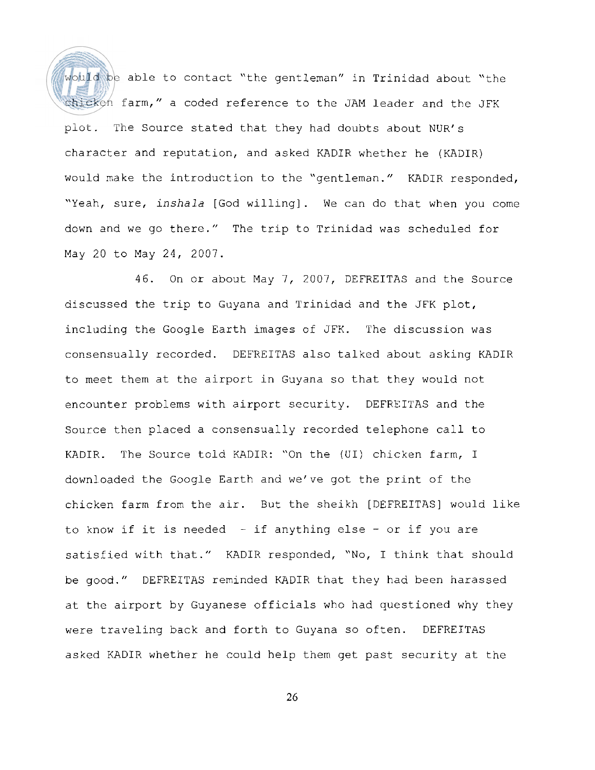would be able to contact "the gentleman" in Trinidad about "the chicken farm," a coded reference to the JAM leader and the JFK plot. The Source stated that they had doubts about NUR's character and reputation, and asked KADIR whether he (KADIR) would make the introduction to the "gentleman." KADIR responded, "Yeah, sure, *inshala* [God willing]. We can do that when you come down and we go there." The trip to Trinidad was scheduled for May 20 to May 24, 2007.

46. On or about May 7, 2007, DEFREITAS and the Source discussed the trip to Guyana and Trinidad and the JFK plot, including the Google Earth images of JFK. The discussion was consensually recorded. DEFREITAS also talked about asking KADIR to meet them at the airport in Guyana so that they would not encounter problems with airport security. DEFREITAS and the Source then placed a consensually recorded telephone call to KADIR. The Source told KADIR: "On the (UI) chicken farm, I downloaded the Google Earth and we've got the print of the chicken farm from the air. But the sheikh [DEFREITAS] would like to know if it is needed - if anything else - or if you are satisfied with that." KADIR responded, "No, I think that should be good." DEFREITAS reminded KADIR that they had been harassed at the airport by Guyanese officials who had questioned why they were traveling back and forth to Guyana so often. DEFREITAS asked KADIR whether he could help them get past security at the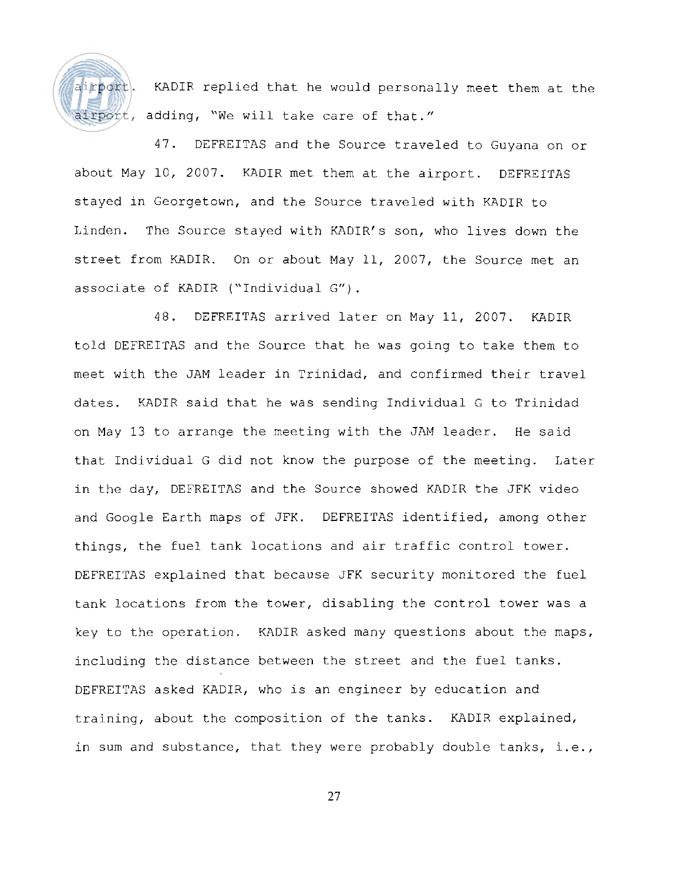airport. KADIR replied that he would personally meet them at the airport, adding, "We will take care of that."

47. DEFREITAS and the Source traveled to Guyana on or about May 10, 2007. KADIR met them at the airport. DEFREITAS stayed in Georgetown, and the Source traveled with KADIR to Linden. The Source stayed with KADIR's son, who lives down the street from KADIR. On or about May 11, 2007, the Source met an associate of KADIR ("Individual G").

48. DEFREITAS arrived later on May 11, 2007. KADIR told DEFREITAS and the Source that he was going to take them to meet with the JAM leader in Trinidad, and confirmed their travel dates. KADIR said that he was sending Individual G to Trinidad on May 13 to arrange the meeting with the JAM leader. He said that Individual G did not know the purpose of the meeting. Later in the day, DEFREITAS and the Source showed KADIR the JFK video and Google Earth maps of JFK. DEFREITAS identified, among other things, the fuel tank locations and air traffic control tower. DEFREITAS explained that because JFK security monitored the fuel tank locations from the tower, disabling the control tower was a key to the operation. KADIR asked many questions about the maps, including the distance between the street and the fuel tanks. DEFREITAS asked KADIR, who is an engineer by education and training, about the composition of the tanks. KADIR explained, in sum and substance, that they were probably double tanks, i.e.,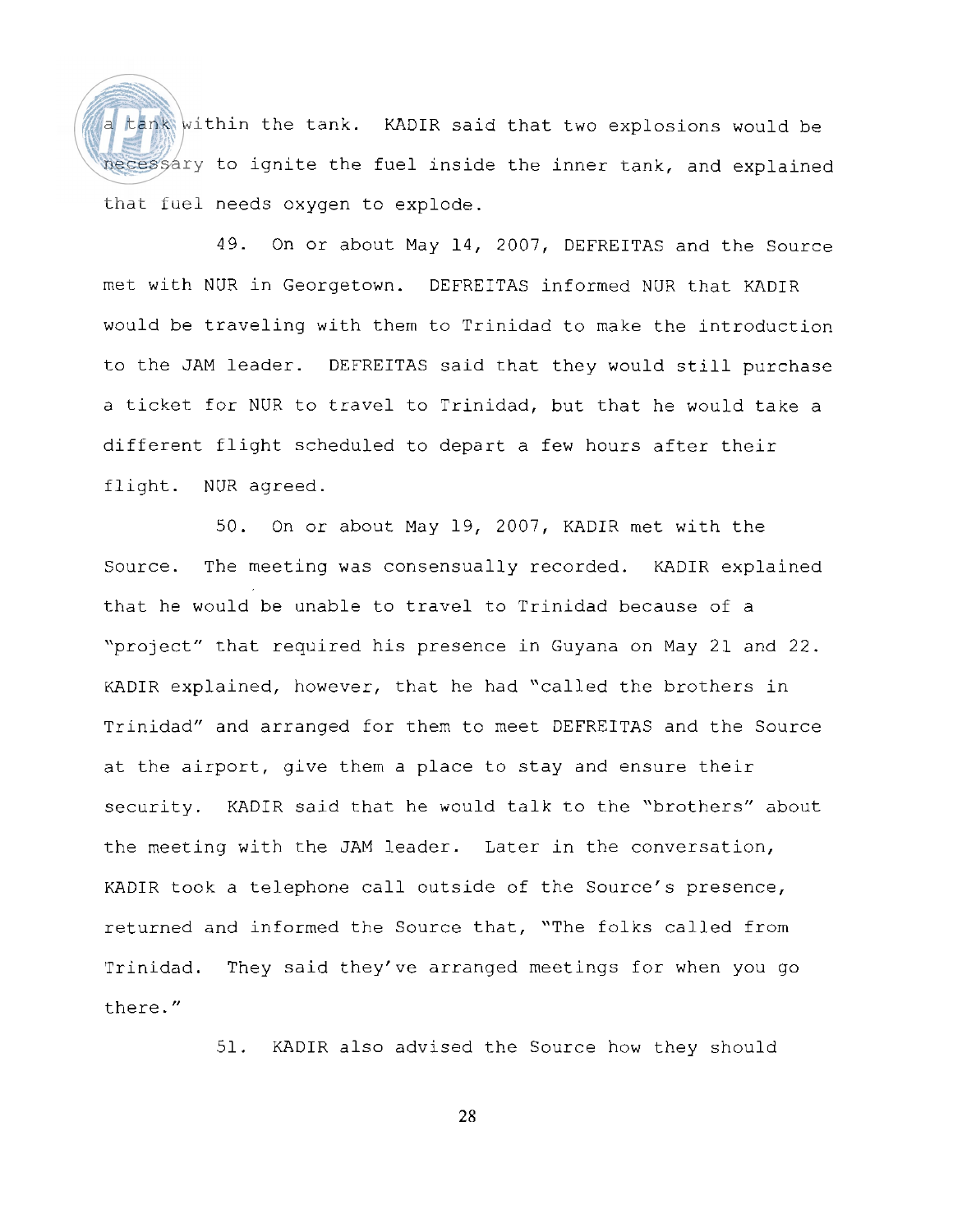a tank within the tank. KADIR said that two explosions would be necessary to ignite the fuel inside the inner tank, and explained that fuel needs oxygen to explode.

49. On or about May 14, 2007, DEFREITAS and the Source met with NUR in Georgetown. DEFREITAS informed NUR that KADIR would be traveling with them to Trinidad to make the introduction to the JAM leader. DEFREITAS said that they would still purchase a ticket for NUR to travel to Trinidad, but that he would take a different flight scheduled to depart a few hours after their flight. NUR agreed.

50. On or about May 19, 2007, KADIR met with the Source. The meeting was consensually recorded. KADIR explained that he would be unable to travel to Trinidad because of a "project" that required his presence in Guyana on May 21 and 22. KADIR explained, however, that he had "called the brothers in Trinidad" and arranged for them to meet DEFREITAS and the Source at the airport, give them a place to stay and ensure their security. KADIR said that he would talk to the "brothers" about the meeting with the JAM leader. Later in the conversation, KADIR took a telephone call outside of the Source's presence, returned and informed the Source that, "The folks called from Trinidad. They said they've arranged meetings for when you go there."

51. KADIR also advised the Source how they should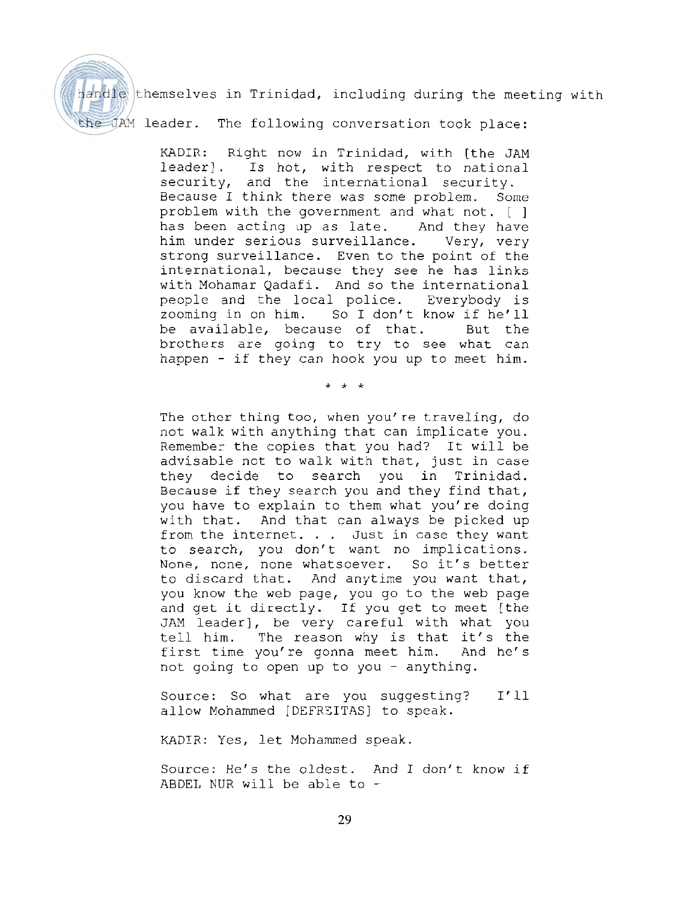handle themselves in Trinidad, including during the meeting with the JAM leader. The following conversation took place:

> KADIR: Right now in Trinidad, with [the JAM leader]. Is hot, with respect to national security, and the international security. Because I think there was some problem. Some problem with the government and what not. [ ] has been acting up as late. And they have him under serious surveillance. Very, very strong surveillance. Even to the point of the international, because they see he has links with Mohamar Qadafi. And so the international people and the local police. Everybody is zooming in on him. So I don't know if he'll be available, because of that. But the brothers are going to try to see what can happen - if they can hook you up to meet him.
>
> \* \* \*
>
> The other thing too, when you're traveling, do not walk with anything that can implicate you. Remember the copies that you had? It will be advisable not to walk with that, just in case they decide to search you in Trinidad. Because if they search you and they find that, you have to explain to them what you're doing with that. And that can always be picked up from the internet. . . Just in case they want to search, you don't want no implications. None, none, none whatsoever. So it's better to discard that. And anytime you want that, you know the web page, you go to the web page and get it directly. If you get to meet [the JAM leader], be very careful with what you tell him. The reason why is that it's the first time you're gonna meet him. And he's not going to open up to you - anything.
>
> Source: So what are you suggesting? I'll allow Mohammed [DEFREITAS] to speak.
>
> KADIR: Yes, let Mohammed speak.
>
> Source: He's the oldest. And I don't know if ABDEL NUR will be able to -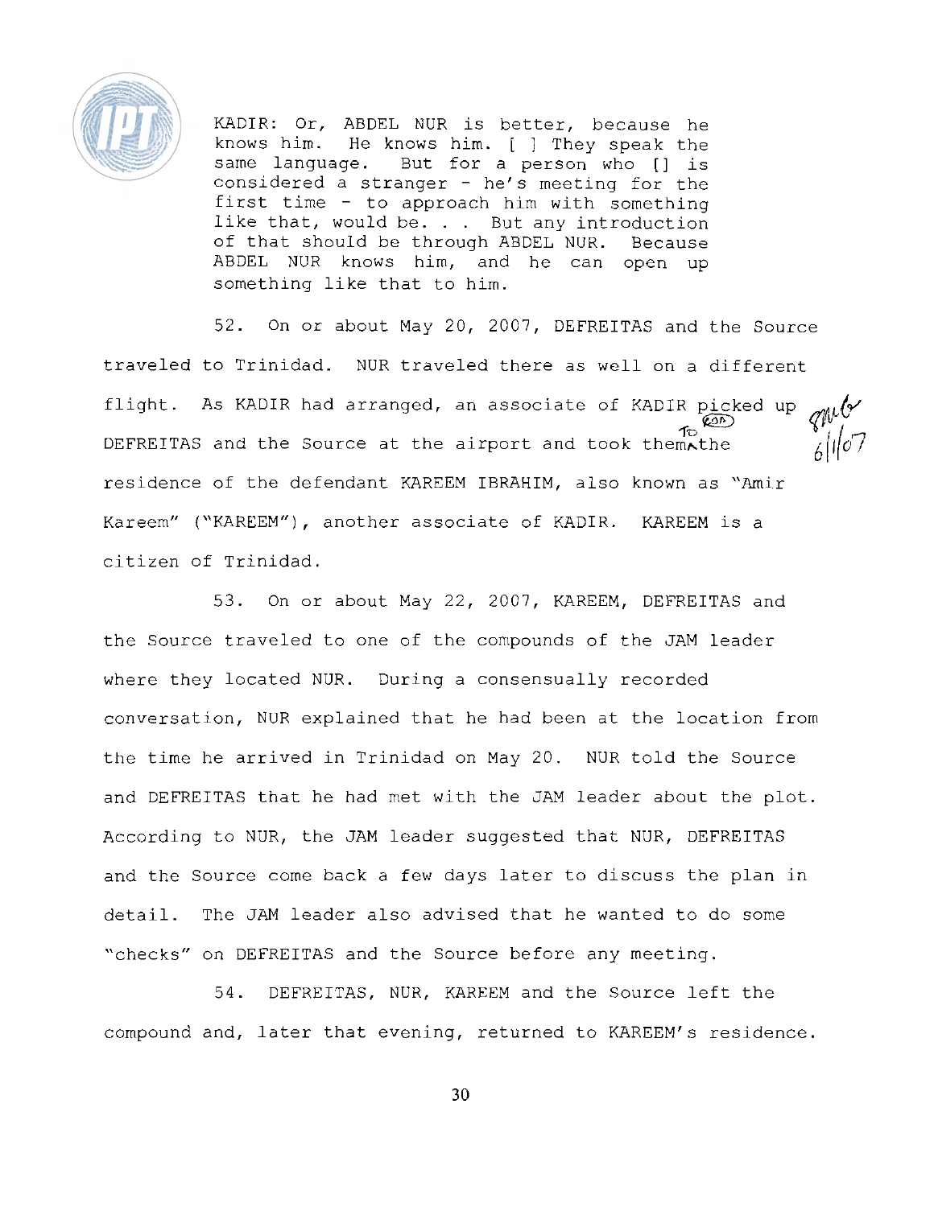KADIR: Or, ABDEL NUR is better, because he knows him. He knows him. [ ] They speak the same language. But for a person who [] is considered a stranger - he's meeting for the first time - to approach him with something like that, would be. . . But any introduction of that should be through ABDEL NUR. Because ABDEL NUR knows him, and he can open up something like that to him.

52. On or about May 20, 2007, DEFREITAS and the Source traveled to Trinidad. NUR traveled there as well on a different flight. As KADIR had arranged, an associate of KADIR picked up DEFREITAS and the Source at the airport and took them to the residence of the defendant KAREEM IBRAHIM, also known as "Amir Kareem" ("KAREEM"), another associate of KADIR. KAREEM is a citizen of Trinidad.

53. On or about May 22, 2007, KAREEM, DEFREITAS and the Source traveled to one of the compounds of the JAM leader where they located NUR. During a consensually recorded conversation, NUR explained that he had been at the location from the time he arrived in Trinidad on May 20. NUR told the Source and DEFREITAS that he had met with the JAM leader about the plot. According to NUR, the JAM leader suggested that NUR, DEFREITAS and the Source come back a few days later to discuss the plan in detail. The JAM leader also advised that he wanted to do some "checks" on DEFREITAS and the Source before any meeting.

54. DEFREITAS, NUR, KAREEM and the Source left the compound and, later that evening, returned to KAREEM's residence.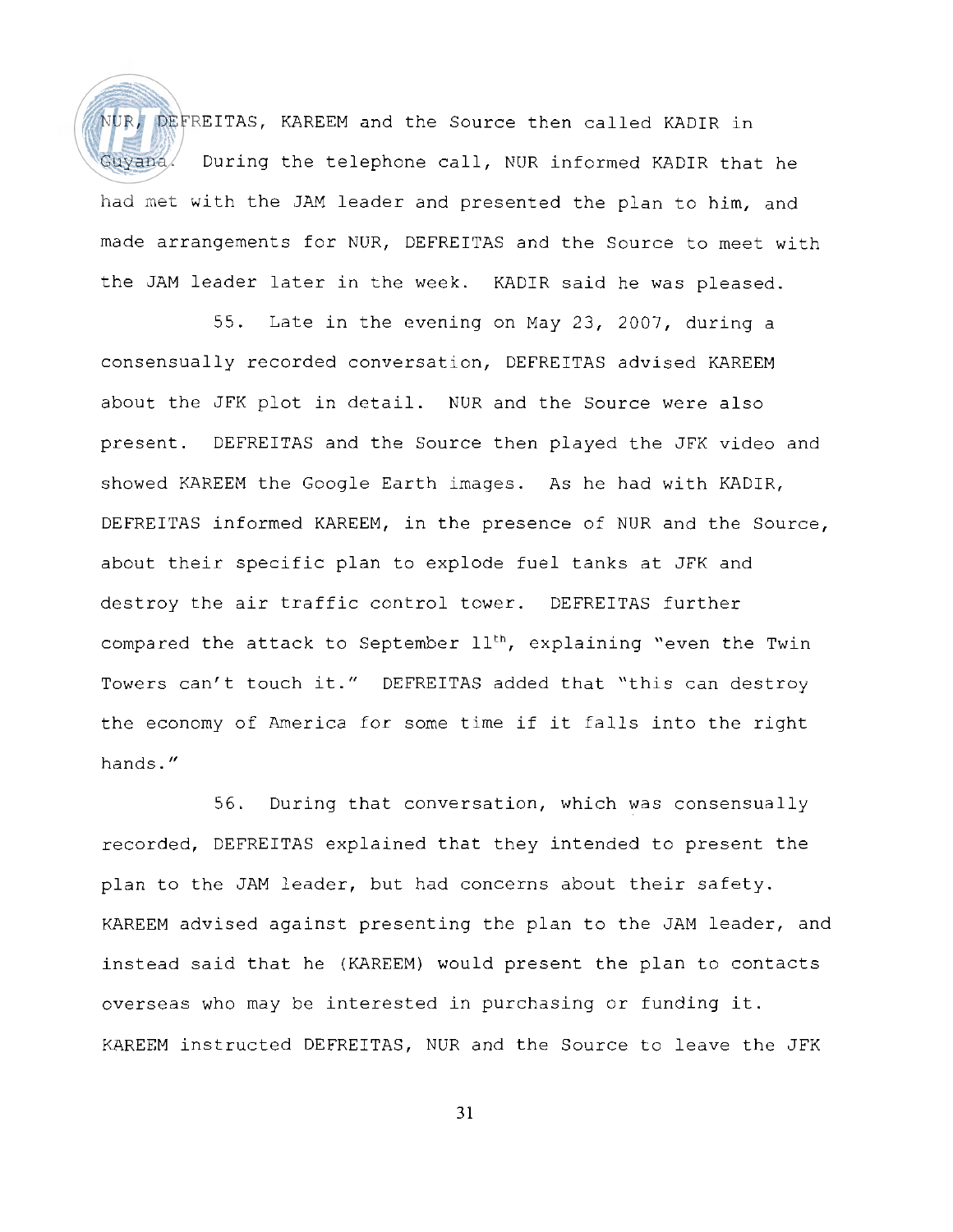NUR, DEFREITAS, KAREEM and the Source then called KADIR in Guyana. During the telephone call, NUR informed KADIR that he had met with the JAM leader and presented the plan to him, and made arrangements for NUR, DEFREITAS and the Source to meet with the JAM leader later in the week. KADIR said he was pleased.

55. Late in the evening on May 23, 2007, during a consensually recorded conversation, DEFREITAS advised KAREEM about the JFK plot in detail. NUR and the Source were also present. DEFREITAS and the Source then played the JFK video and showed KAREEM the Google Earth images. As he had with KADIR, DEFREITAS informed KAREEM, in the presence of NUR and the Source, about their specific plan to explode fuel tanks at JFK and destroy the air traffic control tower. DEFREITAS further compared the attack to September 11th, explaining "even the Twin Towers can't touch it." DEFREITAS added that "this can destroy the economy of America for some time if it falls into the right hands."

56. During that conversation, which was consensually recorded, DEFREITAS explained that they intended to present the plan to the JAM leader, but had concerns about their safety. KAREEM advised against presenting the plan to the JAM leader, and instead said that he (KAREEM) would present the plan to contacts overseas who may be interested in purchasing or funding it. KAREEM instructed DEFREITAS, NUR and the Source to leave the JFK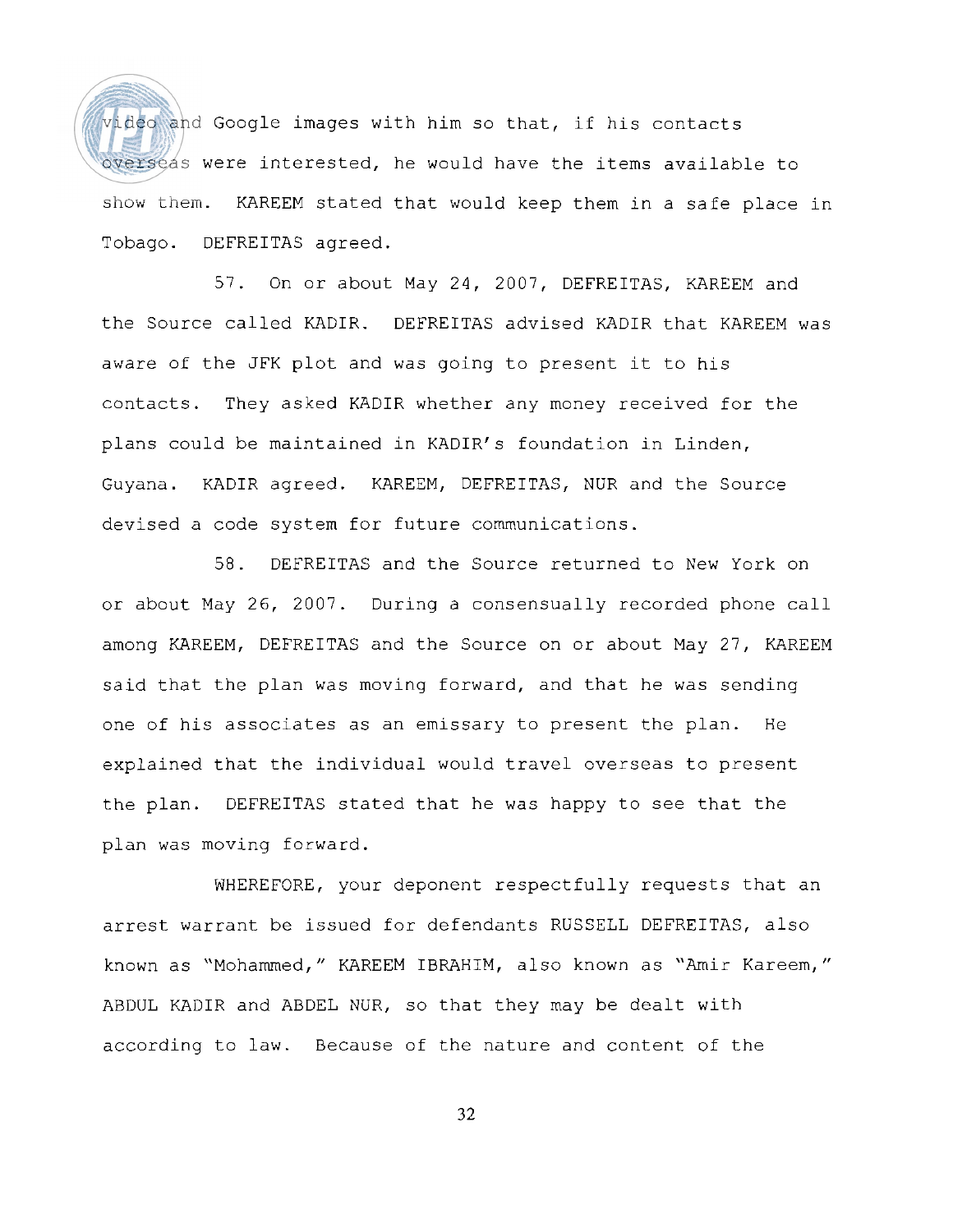video and Google images with him so that, if his contacts overseas were interested, he would have the items available to show them. KAREEM stated that would keep them in a safe place in Tobago. DEFREITAS agreed.

57. On or about May 24, 2007, DEFREITAS, KAREEM and the Source called KADIR. DEFREITAS advised KADIR that KAREEM was aware of the JFK plot and was going to present it to his contacts. They asked KADIR whether any money received for the plans could be maintained in KADIR's foundation in Linden, Guyana. KADIR agreed. KAREEM, DEFREITAS, NUR and the Source devised a code system for future communications.

58. DEFREITAS and the Source returned to New York on or about May 26, 2007. During a consensually recorded phone call among KAREEM, DEFREITAS and the Source on or about May 27, KAREEM said that the plan was moving forward, and that he was sending one of his associates as an emissary to present the plan. He explained that the individual would travel overseas to present the plan. DEFREITAS stated that he was happy to see that the plan was moving forward.

WHEREFORE, your deponent respectfully requests that an arrest warrant be issued for defendants RUSSELL DEFREITAS, also known as "Mohammed," KAREEM IBRAHIM, also known as "Amir Kareem," ABDUL KADIR and ABDEL NUR, so that they may be dealt with according to law. Because of the nature and content of the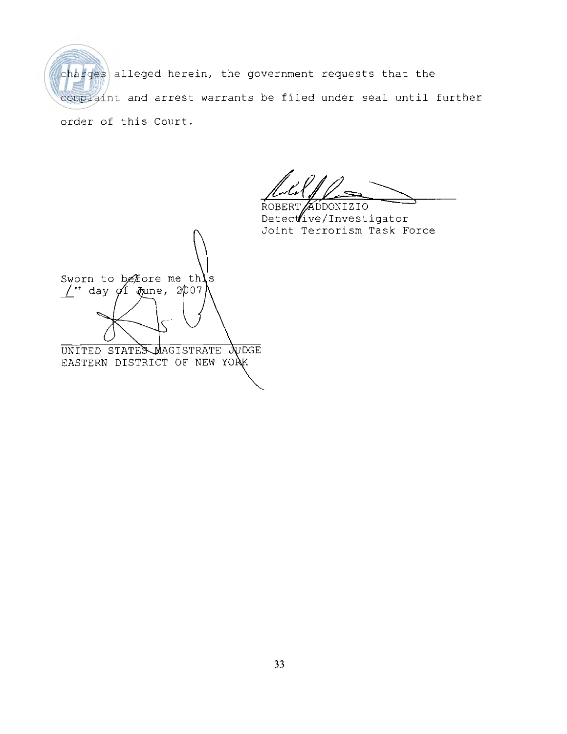charges alleged herein, the government requests that the complaint and arrest warrants be filed under seal until further order of this Court.

ROBERT ADDONIZIO  
Detective/Investigator  
Joint Terrorism Task Force

Sworn to before me this  
1st day of June, 2007

UNITED STATES MAGISTRATE JUDGE  
EASTERN DISTRICT OF NEW YORK